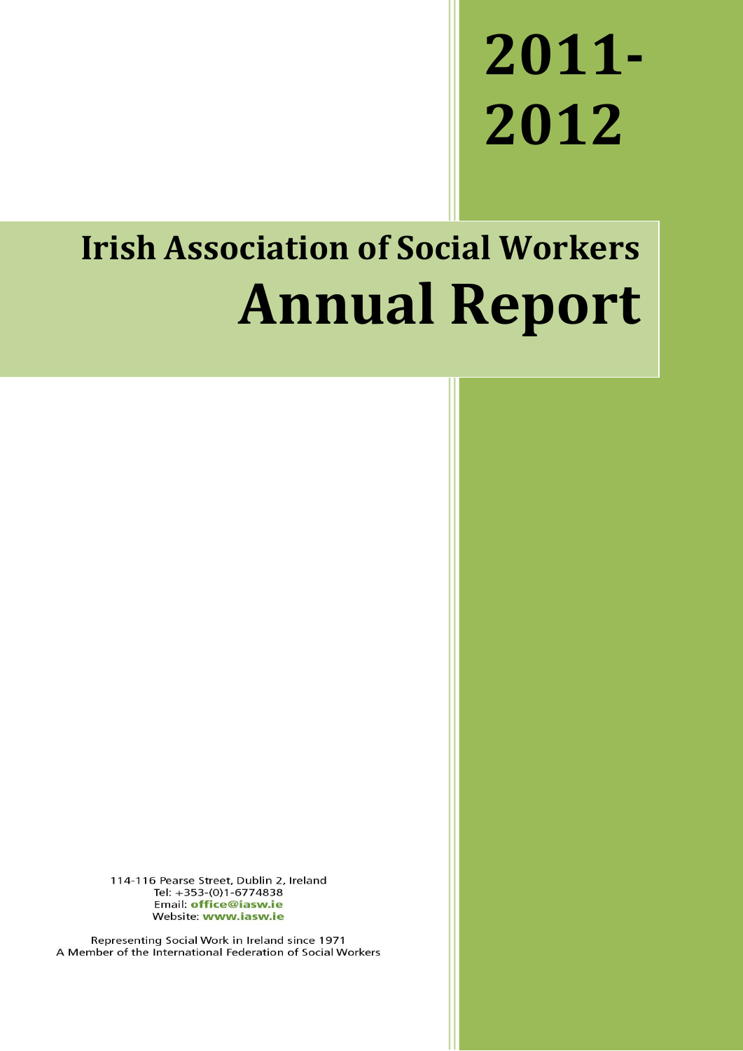# 2011-2012

## Irish Association of Social Workers

# Annual Report

114-116 Pearse Street, Dublin 2, Ireland
Tel: +353-(0)1-6774838
Email: **office@iasw.ie**
Website: **www.iasw.ie**

Representing Social Work in Ireland since 1971
A Member of the International Federation of Social Workers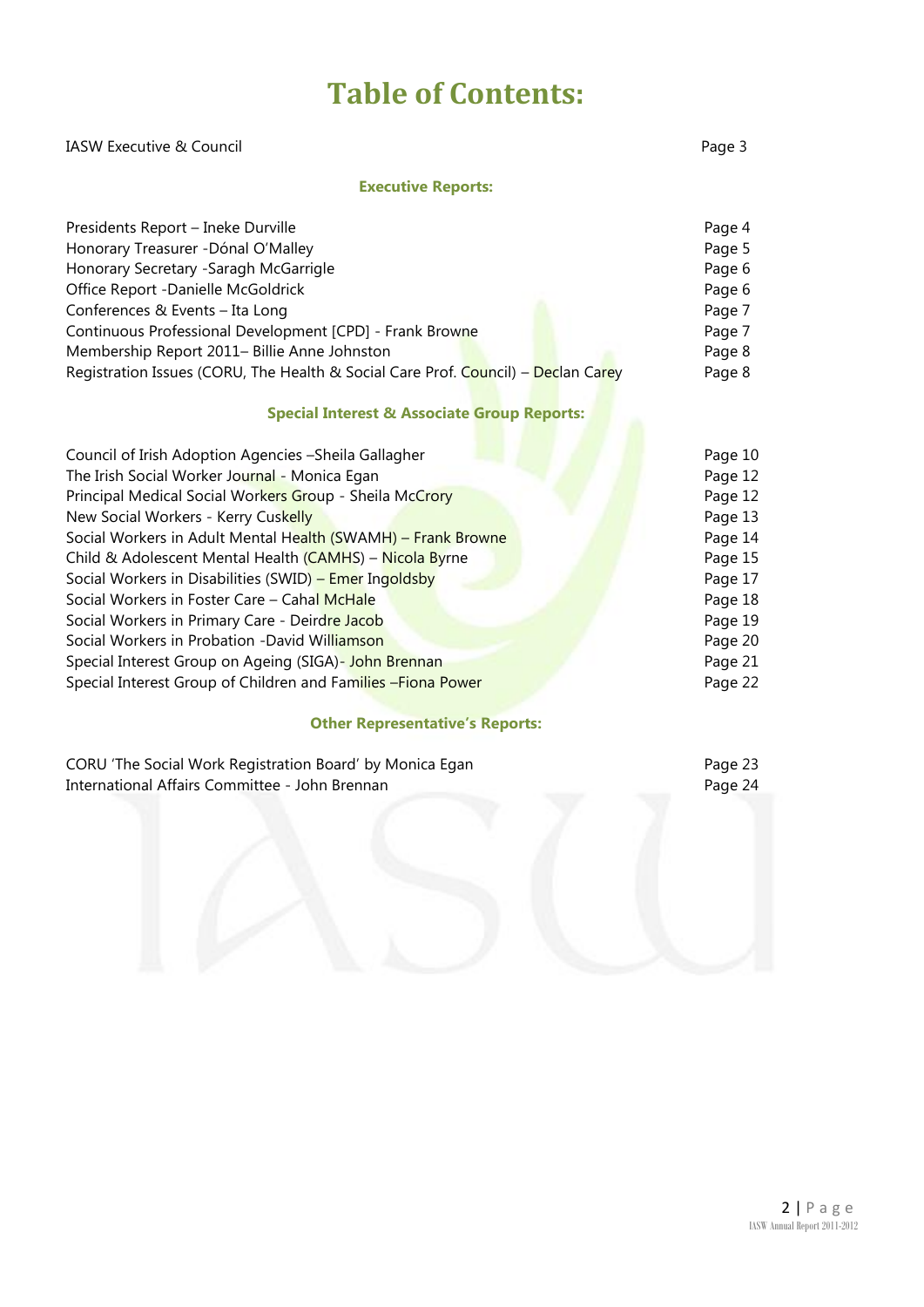# Table of Contents:

| | |
|---|---|
| IASW Executive & Council | Page 3 |

**Executive Reports:**

| | |
|---|---|
| Presidents Report – Ineke Durville | Page 4 |
| Honorary Treasurer -Dónal O'Malley | Page 5 |
| Honorary Secretary -Saragh McGarrigle | Page 6 |
| Office Report -Danielle McGoldrick | Page 6 |
| Conferences & Events – Ita Long | Page 7 |
| Continuous Professional Development [CPD] - Frank Browne | Page 7 |
| Membership Report 2011– Billie Anne Johnston | Page 8 |
| Registration Issues (CORU, The Health & Social Care Prof. Council) – Declan Carey | Page 8 |

**Special Interest & Associate Group Reports:**

| | |
|---|---|
| Council of Irish Adoption Agencies –Sheila Gallagher | Page 10 |
| The Irish Social Worker Journal - Monica Egan | Page 12 |
| Principal Medical Social Workers Group - Sheila McCrory | Page 12 |
| New Social Workers - Kerry Cuskelly | Page 13 |
| Social Workers in Adult Mental Health (SWAMH) – Frank Browne | Page 14 |
| Child & Adolescent Mental Health (CAMHS) – Nicola Byrne | Page 15 |
| Social Workers in Disabilities (SWID) – Emer Ingoldsby | Page 17 |
| Social Workers in Foster Care – Cahal McHale | Page 18 |
| Social Workers in Primary Care - Deirdre Jacob | Page 19 |
| Social Workers in Probation -David Williamson | Page 20 |
| Special Interest Group on Ageing (SIGA)- John Brennan | Page 21 |
| Special Interest Group of Children and Families –Fiona Power | Page 22 |

**Other Representative's Reports:**

| | |
|---|---|
| CORU 'The Social Work Registration Board' by Monica Egan | Page 23 |
| International Affairs Committee - John Brennan | Page 24 |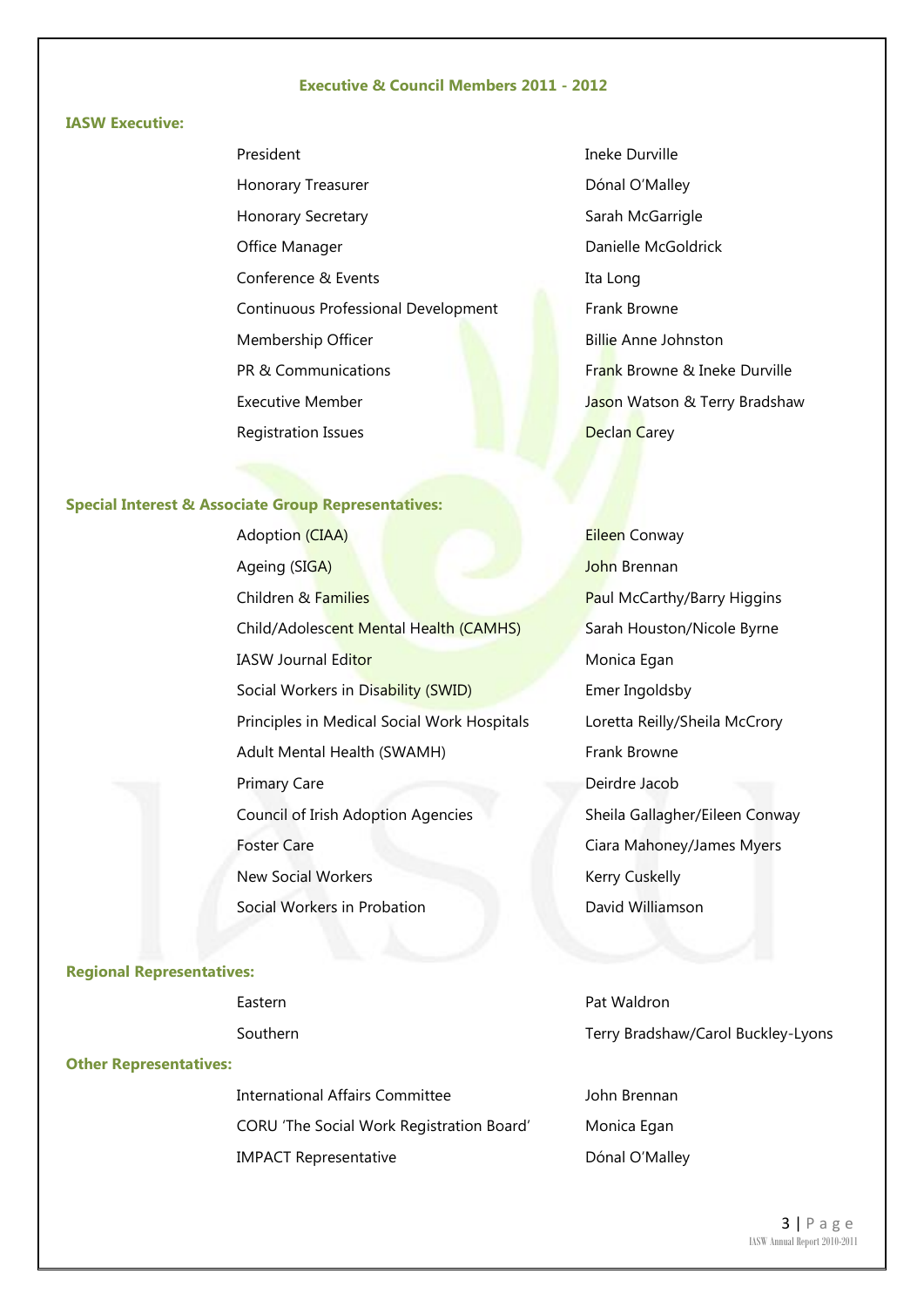## Executive & Council Members 2011 - 2012

### IASW Executive:

| | |
|---|---|
| President | Ineke Durville |
| Honorary Treasurer | Dónal O'Malley |
| Honorary Secretary | Sarah McGarrigle |
| Office Manager | Danielle McGoldrick |
| Conference & Events | Ita Long |
| Continuous Professional Development | Frank Browne |
| Membership Officer | Billie Anne Johnston |
| PR & Communications | Frank Browne & Ineke Durville |
| Executive Member | Jason Watson & Terry Bradshaw |
| Registration Issues | Declan Carey |

### Special Interest & Associate Group Representatives:

| | |
|---|---|
| Adoption (CIAA) | Eileen Conway |
| Ageing (SIGA) | John Brennan |
| Children & Families | Paul McCarthy/Barry Higgins |
| Child/Adolescent Mental Health (CAMHS) | Sarah Houston/Nicole Byrne |
| IASW Journal Editor | Monica Egan |
| Social Workers in Disability (SWID) | Emer Ingoldsby |
| Principles in Medical Social Work Hospitals | Loretta Reilly/Sheila McCrory |
| Adult Mental Health (SWAMH) | Frank Browne |
| Primary Care | Deirdre Jacob |
| Council of Irish Adoption Agencies | Sheila Gallagher/Eileen Conway |
| Foster Care | Ciara Mahoney/James Myers |
| New Social Workers | Kerry Cuskelly |
| Social Workers in Probation | David Williamson |

### Regional Representatives:

| | |
|---|---|
| Eastern | Pat Waldron |
| Southern | Terry Bradshaw/Carol Buckley-Lyons |

### Other Representatives:

| | |
|---|---|
| International Affairs Committee | John Brennan |
| CORU 'The Social Work Registration Board' | Monica Egan |
| IMPACT Representative | Dónal O'Malley |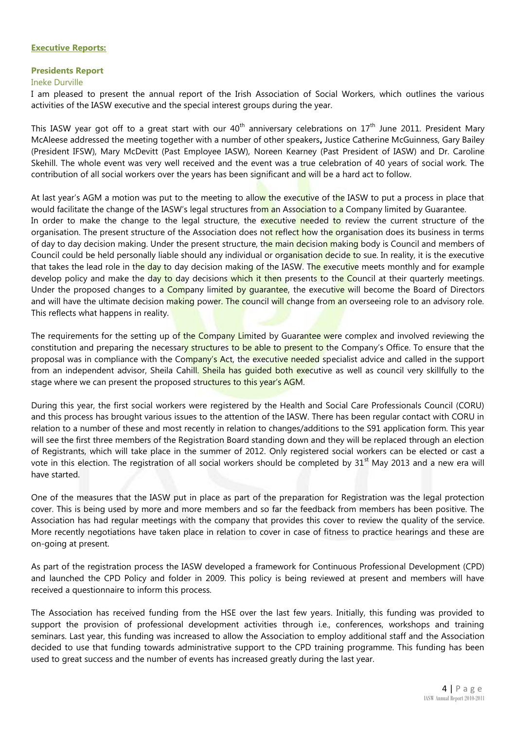**Executive Reports:**

### Presidents Report

Ineke Durville

I am pleased to present the annual report of the Irish Association of Social Workers, which outlines the various activities of the IASW executive and the special interest groups during the year.

This IASW year got off to a great start with our 40th anniversary celebrations on 17th June 2011. President Mary McAleese addressed the meeting together with a number of other speakers**,** Justice Catherine McGuinness, Gary Bailey (President IFSW), Mary McDevitt (Past Employee IASW), Noreen Kearney (Past President of IASW) and Dr. Caroline Skehill. The whole event was very well received and the event was a true celebration of 40 years of social work. The contribution of all social workers over the years has been significant and will be a hard act to follow.

At last year's AGM a motion was put to the meeting to allow the executive of the IASW to put a process in place that would facilitate the change of the IASW's legal structures from an Association to a Company limited by Guarantee.
In order to make the change to the legal structure, the executive needed to review the current structure of the organisation. The present structure of the Association does not reflect how the organisation does its business in terms of day to day decision making. Under the present structure, the main decision making body is Council and members of Council could be held personally liable should any individual or organisation decide to sue. In reality, it is the executive that takes the lead role in the day to day decision making of the IASW. The executive meets monthly and for example develop policy and make the day to day decisions which it then presents to the Council at their quarterly meetings. Under the proposed changes to a Company limited by guarantee, the executive will become the Board of Directors and will have the ultimate decision making power. The council will change from an overseeing role to an advisory role. This reflects what happens in reality.

The requirements for the setting up of the Company Limited by Guarantee were complex and involved reviewing the constitution and preparing the necessary structures to be able to present to the Company's Office. To ensure that the proposal was in compliance with the Company's Act, the executive needed specialist advice and called in the support from an independent advisor, Sheila Cahill. Sheila has guided both executive as well as council very skillfully to the stage where we can present the proposed structures to this year's AGM.

During this year, the first social workers were registered by the Health and Social Care Professionals Council (CORU) and this process has brought various issues to the attention of the IASW. There has been regular contact with CORU in relation to a number of these and most recently in relation to changes/additions to the S91 application form. This year will see the first three members of the Registration Board standing down and they will be replaced through an election of Registrants, which will take place in the summer of 2012. Only registered social workers can be elected or cast a vote in this election. The registration of all social workers should be completed by 31st May 2013 and a new era will have started.

One of the measures that the IASW put in place as part of the preparation for Registration was the legal protection cover. This is being used by more and more members and so far the feedback from members has been positive. The Association has had regular meetings with the company that provides this cover to review the quality of the service. More recently negotiations have taken place in relation to cover in case of fitness to practice hearings and these are on-going at present.

As part of the registration process the IASW developed a framework for Continuous Professional Development (CPD) and launched the CPD Policy and folder in 2009. This policy is being reviewed at present and members will have received a questionnaire to inform this process.

The Association has received funding from the HSE over the last few years. Initially, this funding was provided to support the provision of professional development activities through i.e., conferences, workshops and training seminars. Last year, this funding was increased to allow the Association to employ additional staff and the Association decided to use that funding towards administrative support to the CPD training programme. This funding has been used to great success and the number of events has increased greatly during the last year.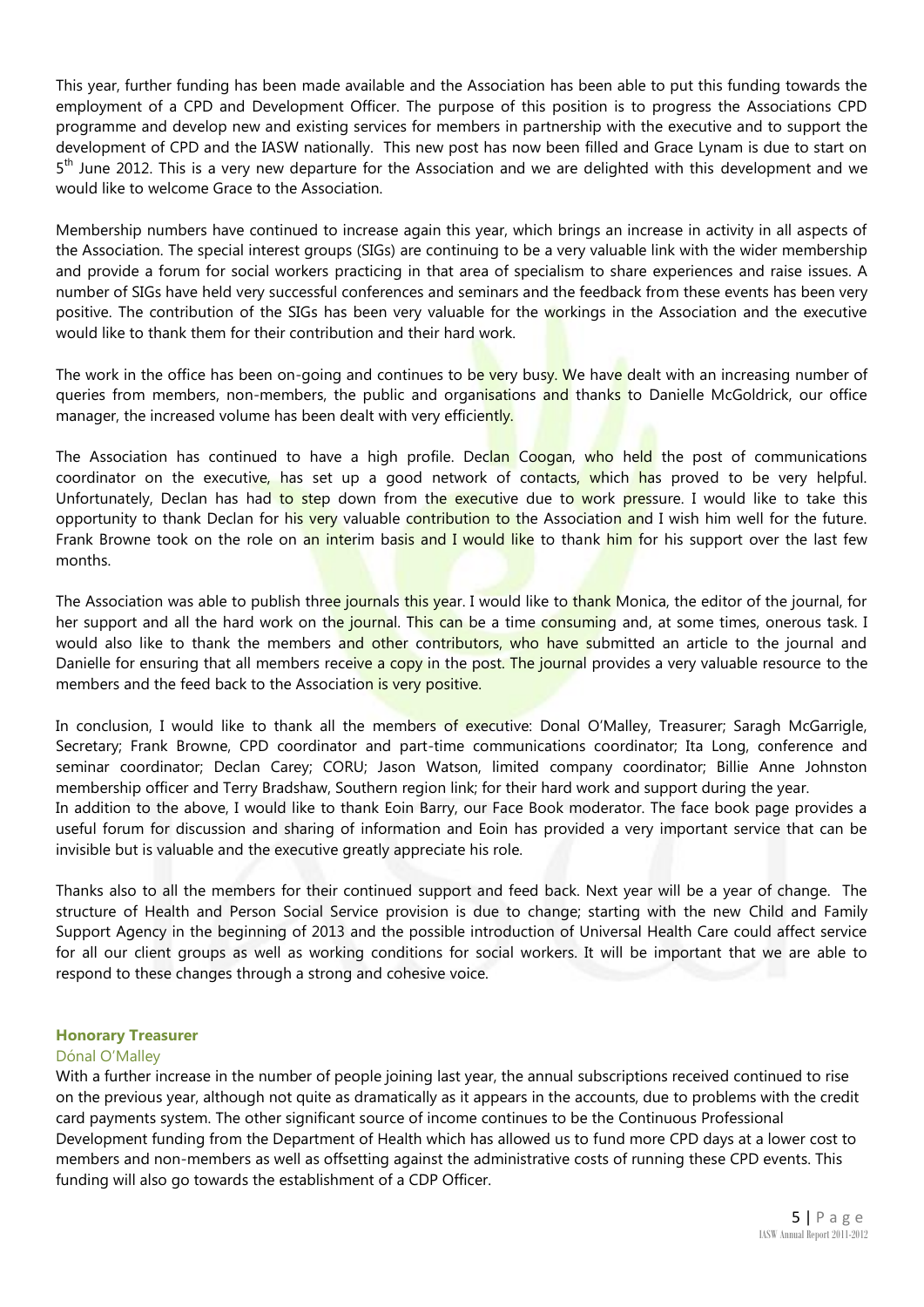This year, further funding has been made available and the Association has been able to put this funding towards the employment of a CPD and Development Officer. The purpose of this position is to progress the Associations CPD programme and develop new and existing services for members in partnership with the executive and to support the development of CPD and the IASW nationally. This new post has now been filled and Grace Lynam is due to start on 5th June 2012. This is a very new departure for the Association and we are delighted with this development and we would like to welcome Grace to the Association.

Membership numbers have continued to increase again this year, which brings an increase in activity in all aspects of the Association. The special interest groups (SIGs) are continuing to be a very valuable link with the wider membership and provide a forum for social workers practicing in that area of specialism to share experiences and raise issues. A number of SIGs have held very successful conferences and seminars and the feedback from these events has been very positive. The contribution of the SIGs has been very valuable for the workings in the Association and the executive would like to thank them for their contribution and their hard work.

The work in the office has been on-going and continues to be very busy. We have dealt with an increasing number of queries from members, non-members, the public and organisations and thanks to Danielle McGoldrick, our office manager, the increased volume has been dealt with very efficiently.

The Association has continued to have a high profile. Declan Coogan, who held the post of communications coordinator on the executive, has set up a good network of contacts, which has proved to be very helpful. Unfortunately, Declan has had to step down from the executive due to work pressure. I would like to take this opportunity to thank Declan for his very valuable contribution to the Association and I wish him well for the future. Frank Browne took on the role on an interim basis and I would like to thank him for his support over the last few months.

The Association was able to publish three journals this year. I would like to thank Monica, the editor of the journal, for her support and all the hard work on the journal. This can be a time consuming and, at some times, onerous task. I would also like to thank the members and other contributors, who have submitted an article to the journal and Danielle for ensuring that all members receive a copy in the post. The journal provides a very valuable resource to the members and the feed back to the Association is very positive.

In conclusion, I would like to thank all the members of executive: Donal O'Malley, Treasurer; Saragh McGarrigle, Secretary; Frank Browne, CPD coordinator and part-time communications coordinator; Ita Long, conference and seminar coordinator; Declan Carey; CORU; Jason Watson, limited company coordinator; Billie Anne Johnston membership officer and Terry Bradshaw, Southern region link; for their hard work and support during the year.
In addition to the above, I would like to thank Eoin Barry, our Face Book moderator. The face book page provides a useful forum for discussion and sharing of information and Eoin has provided a very important service that can be invisible but is valuable and the executive greatly appreciate his role.

Thanks also to all the members for their continued support and feed back. Next year will be a year of change. The structure of Health and Person Social Service provision is due to change; starting with the new Child and Family Support Agency in the beginning of 2013 and the possible introduction of Universal Health Care could affect service for all our client groups as well as working conditions for social workers. It will be important that we are able to respond to these changes through a strong and cohesive voice.

### Honorary Treasurer

Dónal O'Malley

With a further increase in the number of people joining last year, the annual subscriptions received continued to rise on the previous year, although not quite as dramatically as it appears in the accounts, due to problems with the credit card payments system. The other significant source of income continues to be the Continuous Professional Development funding from the Department of Health which has allowed us to fund more CPD days at a lower cost to members and non-members as well as offsetting against the administrative costs of running these CPD events. This funding will also go towards the establishment of a CDP Officer.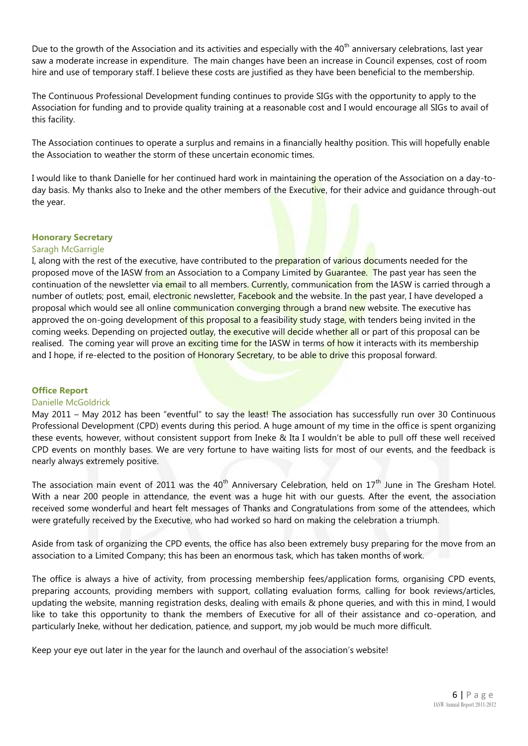Due to the growth of the Association and its activities and especially with the 40th anniversary celebrations, last year saw a moderate increase in expenditure. The main changes have been an increase in Council expenses, cost of room hire and use of temporary staff. I believe these costs are justified as they have been beneficial to the membership.

The Continuous Professional Development funding continues to provide SIGs with the opportunity to apply to the Association for funding and to provide quality training at a reasonable cost and I would encourage all SIGs to avail of this facility.

The Association continues to operate a surplus and remains in a financially healthy position. This will hopefully enable the Association to weather the storm of these uncertain economic times.

I would like to thank Danielle for her continued hard work in maintaining the operation of the Association on a day-to-day basis. My thanks also to Ineke and the other members of the Executive, for their advice and guidance through-out the year.

### Honorary Secretary

Saragh McGarrigle

I, along with the rest of the executive, have contributed to the preparation of various documents needed for the proposed move of the IASW from an Association to a Company Limited by Guarantee. The past year has seen the continuation of the newsletter via email to all members. Currently, communication from the IASW is carried through a number of outlets; post, email, electronic newsletter, Facebook and the website. In the past year, I have developed a proposal which would see all online communication converging through a brand new website. The executive has approved the on-going development of this proposal to a feasibility study stage, with tenders being invited in the coming weeks. Depending on projected outlay, the executive will decide whether all or part of this proposal can be realised. The coming year will prove an exciting time for the IASW in terms of how it interacts with its membership and I hope, if re-elected to the position of Honorary Secretary, to be able to drive this proposal forward.

### Office Report

Danielle McGoldrick

May 2011 – May 2012 has been "eventful" to say the least! The association has successfully run over 30 Continuous Professional Development (CPD) events during this period. A huge amount of my time in the office is spent organizing these events, however, without consistent support from Ineke & Ita I wouldn't be able to pull off these well received CPD events on monthly bases. We are very fortune to have waiting lists for most of our events, and the feedback is nearly always extremely positive.

The association main event of 2011 was the 40th Anniversary Celebration, held on 17th June in The Gresham Hotel. With a near 200 people in attendance, the event was a huge hit with our guests. After the event, the association received some wonderful and heart felt messages of Thanks and Congratulations from some of the attendees, which were gratefully received by the Executive, who had worked so hard on making the celebration a triumph.

Aside from task of organizing the CPD events, the office has also been extremely busy preparing for the move from an association to a Limited Company; this has been an enormous task, which has taken months of work.

The office is always a hive of activity, from processing membership fees/application forms, organising CPD events, preparing accounts, providing members with support, collating evaluation forms, calling for book reviews/articles, updating the website, manning registration desks, dealing with emails & phone queries, and with this in mind, I would like to take this opportunity to thank the members of Executive for all of their assistance and co-operation, and particularly Ineke, without her dedication, patience, and support, my job would be much more difficult.

Keep your eye out later in the year for the launch and overhaul of the association's website!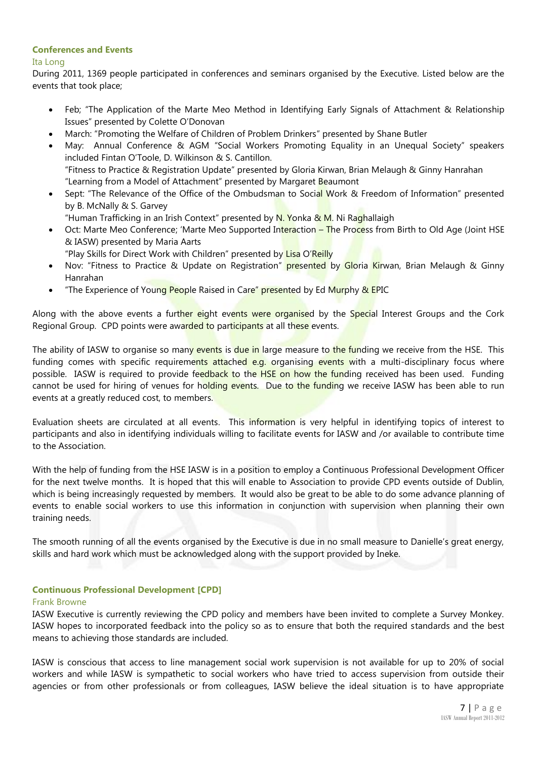### Conferences and Events

Ita Long

During 2011, 1369 people participated in conferences and seminars organised by the Executive. Listed below are the events that took place;

- Feb; "The Application of the Marte Meo Method in Identifying Early Signals of Attachment & Relationship Issues" presented by Colette O'Donovan
- March: "Promoting the Welfare of Children of Problem Drinkers" presented by Shane Butler
- May: Annual Conference & AGM "Social Workers Promoting Equality in an Unequal Society" speakers included Fintan O'Toole, D. Wilkinson & S. Cantillon.
  "Fitness to Practice & Registration Update" presented by Gloria Kirwan, Brian Melaugh & Ginny Hanrahan
  "Learning from a Model of Attachment" presented by Margaret Beaumont
- Sept: "The Relevance of the Office of the Ombudsman to Social Work & Freedom of Information" presented by B. McNally & S. Garvey
  "Human Trafficking in an Irish Context" presented by N. Yonka & M. Ni Raghallaigh
- Oct: Marte Meo Conference; 'Marte Meo Supported Interaction – The Process from Birth to Old Age (Joint HSE & IASW) presented by Maria Aarts
  "Play Skills for Direct Work with Children" presented by Lisa O'Reilly
- Nov: "Fitness to Practice & Update on Registration" presented by Gloria Kirwan, Brian Melaugh & Ginny Hanrahan
- "The Experience of Young People Raised in Care" presented by Ed Murphy & EPIC

Along with the above events a further eight events were organised by the Special Interest Groups and the Cork Regional Group. CPD points were awarded to participants at all these events.

The ability of IASW to organise so many events is due in large measure to the funding we receive from the HSE. This funding comes with specific requirements attached e.g. organising events with a multi-disciplinary focus where possible. IASW is required to provide feedback to the HSE on how the funding received has been used. Funding cannot be used for hiring of venues for holding events. Due to the funding we receive IASW has been able to run events at a greatly reduced cost, to members.

Evaluation sheets are circulated at all events. This information is very helpful in identifying topics of interest to participants and also in identifying individuals willing to facilitate events for IASW and /or available to contribute time to the Association.

With the help of funding from the HSE IASW is in a position to employ a Continuous Professional Development Officer for the next twelve months. It is hoped that this will enable to Association to provide CPD events outside of Dublin, which is being increasingly requested by members. It would also be great to be able to do some advance planning of events to enable social workers to use this information in conjunction with supervision when planning their own training needs.

The smooth running of all the events organised by the Executive is due in no small measure to Danielle's great energy, skills and hard work which must be acknowledged along with the support provided by Ineke.

### Continuous Professional Development [CPD]

Frank Browne

IASW Executive is currently reviewing the CPD policy and members have been invited to complete a Survey Monkey. IASW hopes to incorporated feedback into the policy so as to ensure that both the required standards and the best means to achieving those standards are included.

IASW is conscious that access to line management social work supervision is not available for up to 20% of social workers and while IASW is sympathetic to social workers who have tried to access supervision from outside their agencies or from other professionals or from colleagues, IASW believe the ideal situation is to have appropriate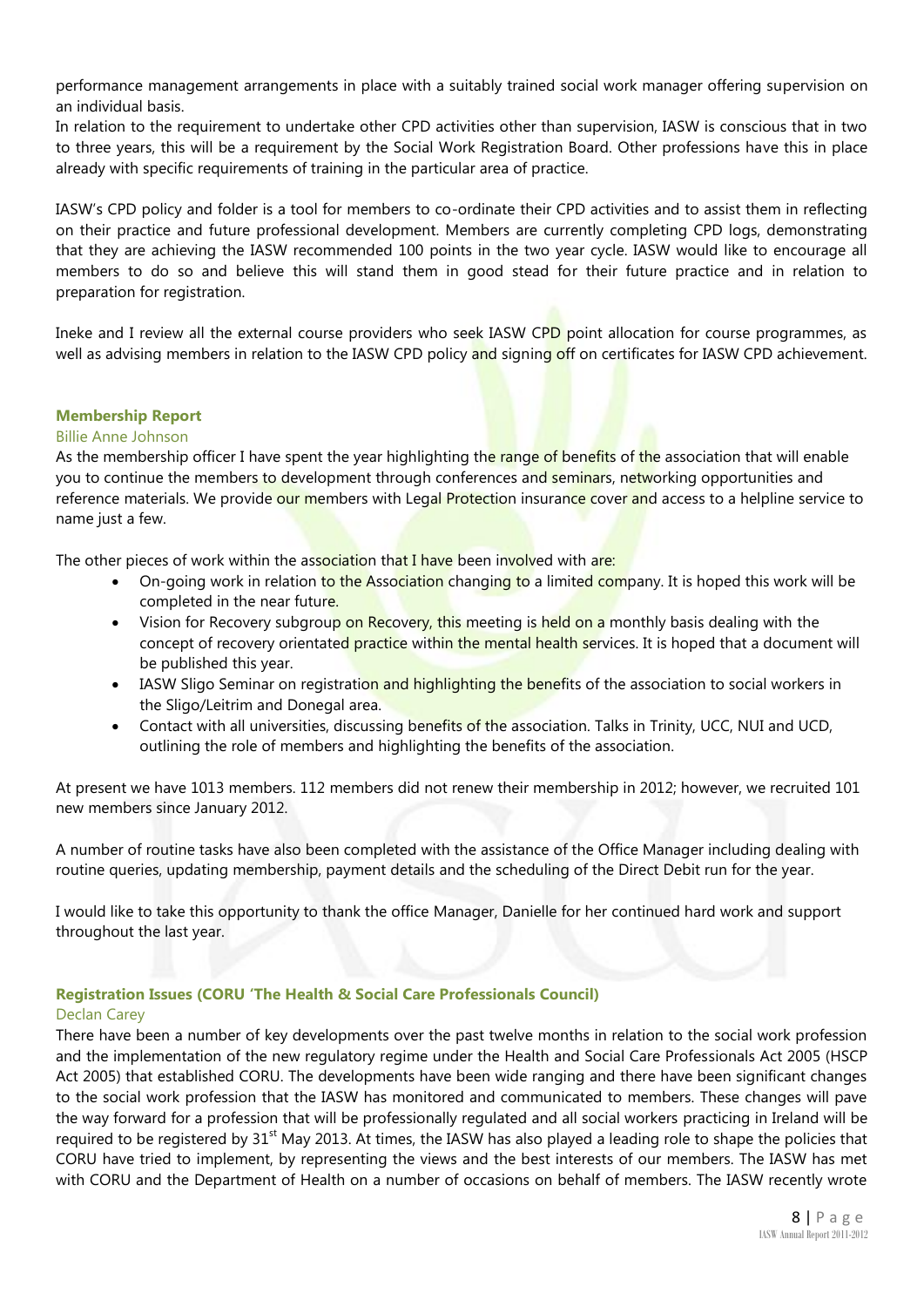performance management arrangements in place with a suitably trained social work manager offering supervision on an individual basis.

In relation to the requirement to undertake other CPD activities other than supervision, IASW is conscious that in two to three years, this will be a requirement by the Social Work Registration Board. Other professions have this in place already with specific requirements of training in the particular area of practice.

IASW's CPD policy and folder is a tool for members to co-ordinate their CPD activities and to assist them in reflecting on their practice and future professional development. Members are currently completing CPD logs, demonstrating that they are achieving the IASW recommended 100 points in the two year cycle. IASW would like to encourage all members to do so and believe this will stand them in good stead for their future practice and in relation to preparation for registration.

Ineke and I review all the external course providers who seek IASW CPD point allocation for course programmes, as well as advising members in relation to the IASW CPD policy and signing off on certificates for IASW CPD achievement.

### Membership Report

Billie Anne Johnson

As the membership officer I have spent the year highlighting the range of benefits of the association that will enable you to continue the members to development through conferences and seminars, networking opportunities and reference materials. We provide our members with Legal Protection insurance cover and access to a helpline service to name just a few.

The other pieces of work within the association that I have been involved with are:

- On-going work in relation to the Association changing to a limited company. It is hoped this work will be completed in the near future.
- Vision for Recovery subgroup on Recovery, this meeting is held on a monthly basis dealing with the concept of recovery orientated practice within the mental health services. It is hoped that a document will be published this year.
- IASW Sligo Seminar on registration and highlighting the benefits of the association to social workers in the Sligo/Leitrim and Donegal area.
- Contact with all universities, discussing benefits of the association. Talks in Trinity, UCC, NUI and UCD, outlining the role of members and highlighting the benefits of the association.

At present we have 1013 members. 112 members did not renew their membership in 2012; however, we recruited 101 new members since January 2012.

A number of routine tasks have also been completed with the assistance of the Office Manager including dealing with routine queries, updating membership, payment details and the scheduling of the Direct Debit run for the year.

I would like to take this opportunity to thank the office Manager, Danielle for her continued hard work and support throughout the last year.

### Registration Issues (CORU 'The Health & Social Care Professionals Council)

Declan Carey

There have been a number of key developments over the past twelve months in relation to the social work profession and the implementation of the new regulatory regime under the Health and Social Care Professionals Act 2005 (HSCP Act 2005) that established CORU. The developments have been wide ranging and there have been significant changes to the social work profession that the IASW has monitored and communicated to members. These changes will pave the way forward for a profession that will be professionally regulated and all social workers practicing in Ireland will be required to be registered by 31st May 2013. At times, the IASW has also played a leading role to shape the policies that CORU have tried to implement, by representing the views and the best interests of our members. The IASW has met with CORU and the Department of Health on a number of occasions on behalf of members. The IASW recently wrote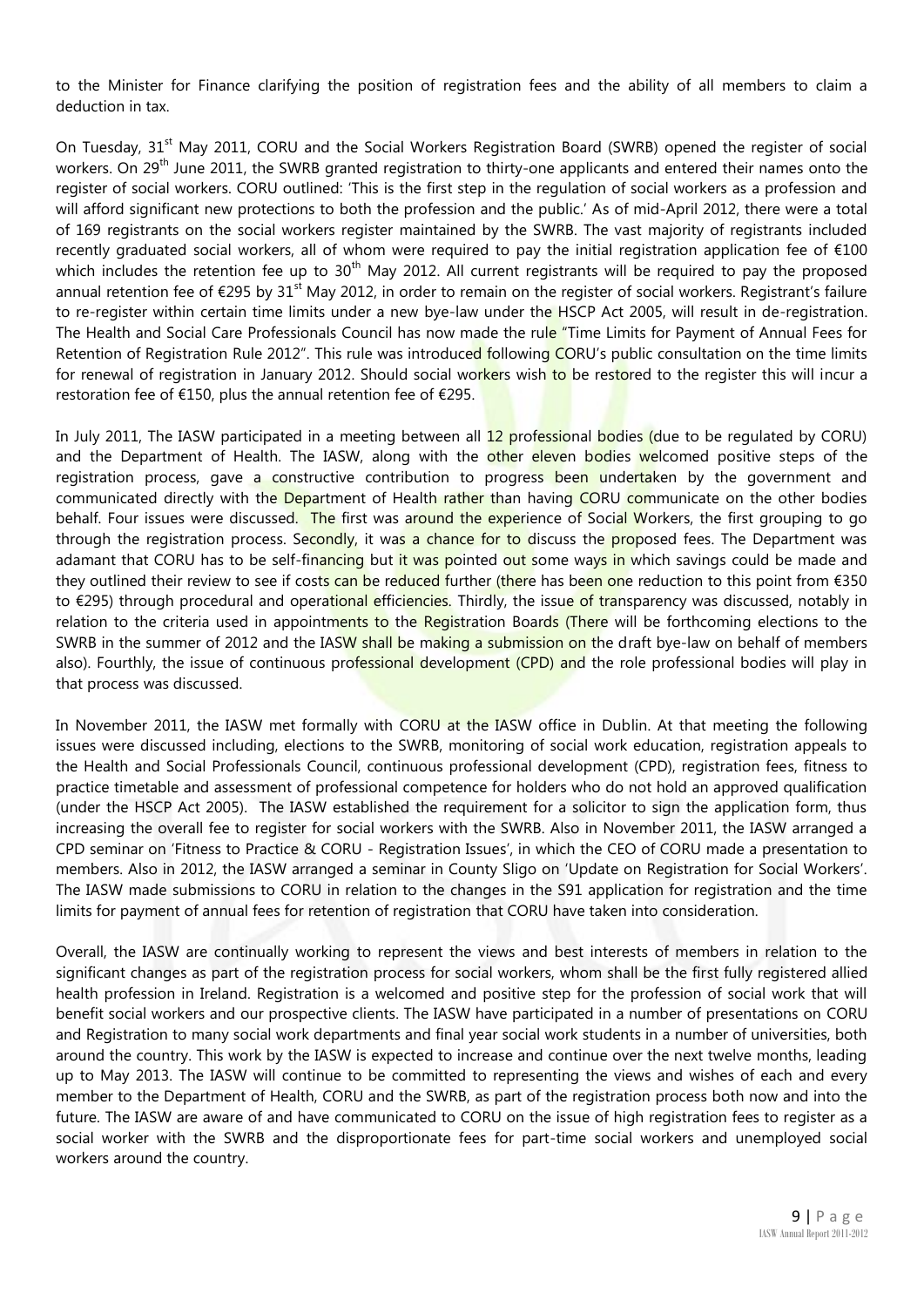to the Minister for Finance clarifying the position of registration fees and the ability of all members to claim a deduction in tax.

On Tuesday, 31st May 2011, CORU and the Social Workers Registration Board (SWRB) opened the register of social workers. On 29th June 2011, the SWRB granted registration to thirty-one applicants and entered their names onto the register of social workers. CORU outlined: 'This is the first step in the regulation of social workers as a profession and will afford significant new protections to both the profession and the public.' As of mid-April 2012, there were a total of 169 registrants on the social workers register maintained by the SWRB. The vast majority of registrants included recently graduated social workers, all of whom were required to pay the initial registration application fee of €100 which includes the retention fee up to 30th May 2012. All current registrants will be required to pay the proposed annual retention fee of €295 by 31st May 2012, in order to remain on the register of social workers. Registrant's failure to re-register within certain time limits under a new bye-law under the HSCP Act 2005, will result in de-registration. The Health and Social Care Professionals Council has now made the rule "Time Limits for Payment of Annual Fees for Retention of Registration Rule 2012". This rule was introduced following CORU's public consultation on the time limits for renewal of registration in January 2012. Should social workers wish to be restored to the register this will incur a restoration fee of €150, plus the annual retention fee of €295.

In July 2011, The IASW participated in a meeting between all 12 professional bodies (due to be regulated by CORU) and the Department of Health. The IASW, along with the other eleven bodies welcomed positive steps of the registration process, gave a constructive contribution to progress been undertaken by the government and communicated directly with the Department of Health rather than having CORU communicate on the other bodies behalf. Four issues were discussed. The first was around the experience of Social Workers, the first grouping to go through the registration process. Secondly, it was a chance for to discuss the proposed fees. The Department was adamant that CORU has to be self-financing but it was pointed out some ways in which savings could be made and they outlined their review to see if costs can be reduced further (there has been one reduction to this point from €350 to €295) through procedural and operational efficiencies. Thirdly, the issue of transparency was discussed, notably in relation to the criteria used in appointments to the Registration Boards (There will be forthcoming elections to the SWRB in the summer of 2012 and the IASW shall be making a submission on the draft bye-law on behalf of members also). Fourthly, the issue of continuous professional development (CPD) and the role professional bodies will play in that process was discussed.

In November 2011, the IASW met formally with CORU at the IASW office in Dublin. At that meeting the following issues were discussed including, elections to the SWRB, monitoring of social work education, registration appeals to the Health and Social Professionals Council, continuous professional development (CPD), registration fees, fitness to practice timetable and assessment of professional competence for holders who do not hold an approved qualification (under the HSCP Act 2005). The IASW established the requirement for a solicitor to sign the application form, thus increasing the overall fee to register for social workers with the SWRB. Also in November 2011, the IASW arranged a CPD seminar on 'Fitness to Practice & CORU - Registration Issues', in which the CEO of CORU made a presentation to members. Also in 2012, the IASW arranged a seminar in County Sligo on 'Update on Registration for Social Workers'. The IASW made submissions to CORU in relation to the changes in the S91 application for registration and the time limits for payment of annual fees for retention of registration that CORU have taken into consideration.

Overall, the IASW are continually working to represent the views and best interests of members in relation to the significant changes as part of the registration process for social workers, whom shall be the first fully registered allied health profession in Ireland. Registration is a welcomed and positive step for the profession of social work that will benefit social workers and our prospective clients. The IASW have participated in a number of presentations on CORU and Registration to many social work departments and final year social work students in a number of universities, both around the country. This work by the IASW is expected to increase and continue over the next twelve months, leading up to May 2013. The IASW will continue to be committed to representing the views and wishes of each and every member to the Department of Health, CORU and the SWRB, as part of the registration process both now and into the future. The IASW are aware of and have communicated to CORU on the issue of high registration fees to register as a social worker with the SWRB and the disproportionate fees for part-time social workers and unemployed social workers around the country.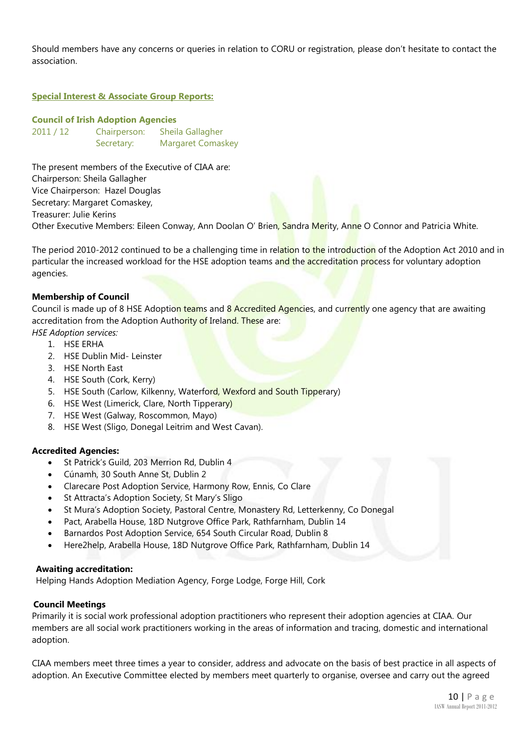Should members have any concerns or queries in relation to CORU or registration, please don't hesitate to contact the association.

## Special Interest & Associate Group Reports:

### Council of Irish Adoption Agencies

2011 / 12 Chairperson: Sheila Gallagher
Secretary: Margaret Comaskey

The present members of the Executive of CIAA are:
Chairperson: Sheila Gallagher
Vice Chairperson: Hazel Douglas
Secretary: Margaret Comaskey,
Treasurer: Julie Kerins
Other Executive Members: Eileen Conway, Ann Doolan O' Brien, Sandra Merity, Anne O Connor and Patricia White.

The period 2010-2012 continued to be a challenging time in relation to the introduction of the Adoption Act 2010 and in particular the increased workload for the HSE adoption teams and the accreditation process for voluntary adoption agencies.

**Membership of Council**

Council is made up of 8 HSE Adoption teams and 8 Accredited Agencies, and currently one agency that are awaiting accreditation from the Adoption Authority of Ireland. These are:

*HSE Adoption services:*

1. HSE ERHA
2. HSE Dublin Mid- Leinster
3. HSE North East
4. HSE South (Cork, Kerry)
5. HSE South (Carlow, Kilkenny, Waterford, Wexford and South Tipperary)
6. HSE West (Limerick, Clare, North Tipperary)
7. HSE West (Galway, Roscommon, Mayo)
8. HSE West (Sligo, Donegal Leitrim and West Cavan).

**Accredited Agencies:**

- St Patrick's Guild, 203 Merrion Rd, Dublin 4
- Cúnamh, 30 South Anne St, Dublin 2
- Clarecare Post Adoption Service, Harmony Row, Ennis, Co Clare
- St Attracta's Adoption Society, St Mary's Sligo
- St Mura's Adoption Society, Pastoral Centre, Monastery Rd, Letterkenny, Co Donegal
- Pact, Arabella House, 18D Nutgrove Office Park, Rathfarnham, Dublin 14
- Barnardos Post Adoption Service, 654 South Circular Road, Dublin 8
- Here2help, Arabella House, 18D Nutgrove Office Park, Rathfarnham, Dublin 14

**Awaiting accreditation:**

Helping Hands Adoption Mediation Agency, Forge Lodge, Forge Hill, Cork

**Council Meetings**

Primarily it is social work professional adoption practitioners who represent their adoption agencies at CIAA. Our members are all social work practitioners working in the areas of information and tracing, domestic and international adoption.

CIAA members meet three times a year to consider, address and advocate on the basis of best practice in all aspects of adoption. An Executive Committee elected by members meet quarterly to organise, oversee and carry out the agreed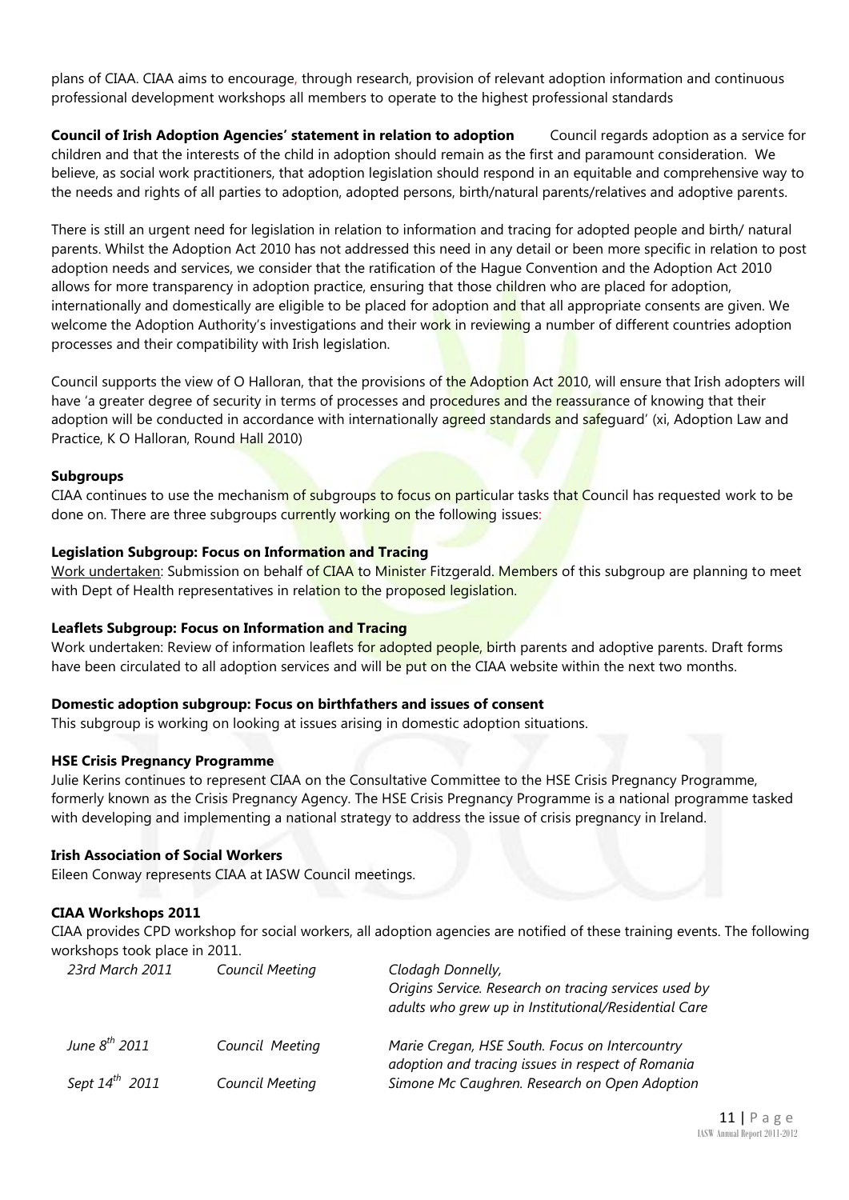plans of CIAA. CIAA aims to encourage, through research, provision of relevant adoption information and continuous professional development workshops all members to operate to the highest professional standards

**Council of Irish Adoption Agencies' statement in relation to adoption** Council regards adoption as a service for children and that the interests of the child in adoption should remain as the first and paramount consideration. We believe, as social work practitioners, that adoption legislation should respond in an equitable and comprehensive way to the needs and rights of all parties to adoption, adopted persons, birth/natural parents/relatives and adoptive parents.

There is still an urgent need for legislation in relation to information and tracing for adopted people and birth/ natural parents. Whilst the Adoption Act 2010 has not addressed this need in any detail or been more specific in relation to post adoption needs and services, we consider that the ratification of the Hague Convention and the Adoption Act 2010 allows for more transparency in adoption practice, ensuring that those children who are placed for adoption, internationally and domestically are eligible to be placed for adoption and that all appropriate consents are given. We welcome the Adoption Authority's investigations and their work in reviewing a number of different countries adoption processes and their compatibility with Irish legislation.

Council supports the view of O Halloran, that the provisions of the Adoption Act 2010, will ensure that Irish adopters will have 'a greater degree of security in terms of processes and procedures and the reassurance of knowing that their adoption will be conducted in accordance with internationally agreed standards and safeguard' (xi, Adoption Law and Practice, K O Halloran, Round Hall 2010)

**Subgroups**

CIAA continues to use the mechanism of subgroups to focus on particular tasks that Council has requested work to be done on. There are three subgroups currently working on the following issues:

**Legislation Subgroup: Focus on Information and Tracing**

Work undertaken: Submission on behalf of CIAA to Minister Fitzgerald. Members of this subgroup are planning to meet with Dept of Health representatives in relation to the proposed legislation.

**Leaflets Subgroup: Focus on Information and Tracing**

Work undertaken: Review of information leaflets for adopted people, birth parents and adoptive parents. Draft forms have been circulated to all adoption services and will be put on the CIAA website within the next two months.

**Domestic adoption subgroup: Focus on birthfathers and issues of consent**

This subgroup is working on looking at issues arising in domestic adoption situations.

**HSE Crisis Pregnancy Programme**

Julie Kerins continues to represent CIAA on the Consultative Committee to the HSE Crisis Pregnancy Programme, formerly known as the Crisis Pregnancy Agency. The HSE Crisis Pregnancy Programme is a national programme tasked with developing and implementing a national strategy to address the issue of crisis pregnancy in Ireland.

**Irish Association of Social Workers**

Eileen Conway represents CIAA at IASW Council meetings.

**CIAA Workshops 2011**

CIAA provides CPD workshop for social workers, all adoption agencies are notified of these training events. The following workshops took place in 2011.

| | | |
|---|---|---|
| *23rd March 2011* | *Council Meeting* | *Clodagh Donnelly, Origins Service. Research on tracing services used by adults who grew up in Institutional/Residential Care* |
| *June 8th 2011* | *Council Meeting* | *Marie Cregan, HSE South. Focus on Intercountry adoption and tracing issues in respect of Romania* |
| *Sept 14th 2011* | *Council Meeting* | *Simone Mc Caughren. Research on Open Adoption* |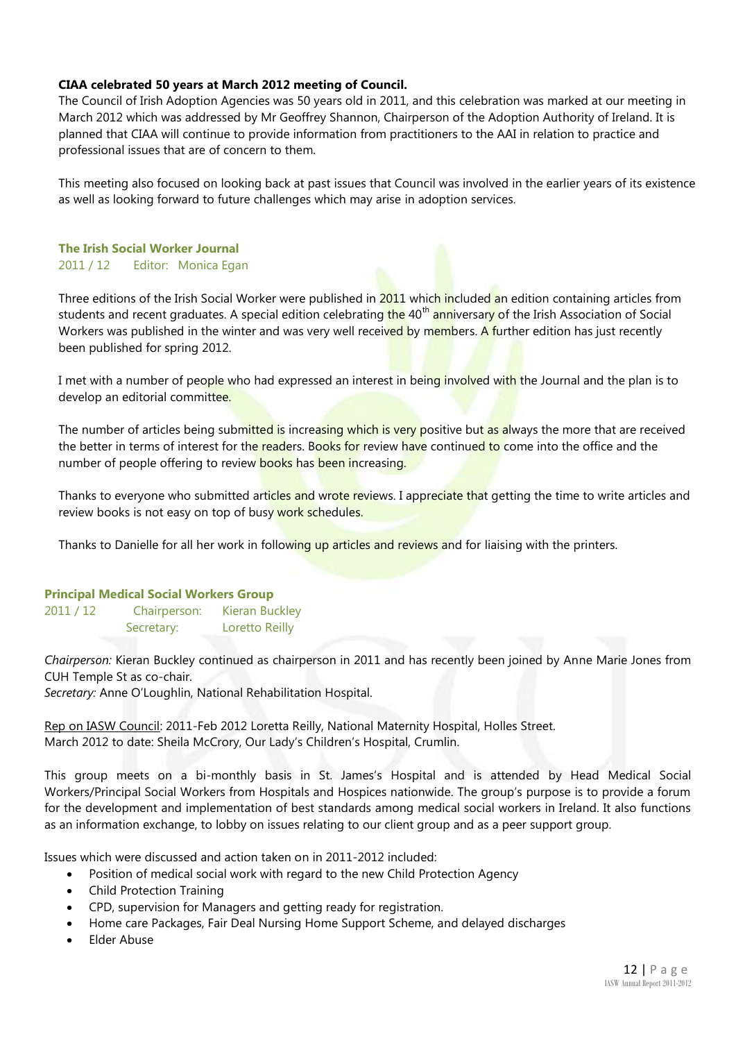**CIAA celebrated 50 years at March 2012 meeting of Council.**

The Council of Irish Adoption Agencies was 50 years old in 2011, and this celebration was marked at our meeting in March 2012 which was addressed by Mr Geoffrey Shannon, Chairperson of the Adoption Authority of Ireland. It is planned that CIAA will continue to provide information from practitioners to the AAI in relation to practice and professional issues that are of concern to them.

This meeting also focused on looking back at past issues that Council was involved in the earlier years of its existence as well as looking forward to future challenges which may arise in adoption services.

### The Irish Social Worker Journal

2011 / 12 Editor: Monica Egan

Three editions of the Irish Social Worker were published in 2011 which included an edition containing articles from students and recent graduates. A special edition celebrating the 40th anniversary of the Irish Association of Social Workers was published in the winter and was very well received by members. A further edition has just recently been published for spring 2012.

I met with a number of people who had expressed an interest in being involved with the Journal and the plan is to develop an editorial committee.

The number of articles being submitted is increasing which is very positive but as always the more that are received the better in terms of interest for the readers. Books for review have continued to come into the office and the number of people offering to review books has been increasing.

Thanks to everyone who submitted articles and wrote reviews. I appreciate that getting the time to write articles and review books is not easy on top of busy work schedules.

Thanks to Danielle for all her work in following up articles and reviews and for liaising with the printers.

### Principal Medical Social Workers Group

2011 / 12 Chairperson: Kieran Buckley
Secretary: Loretto Reilly

*Chairperson:* Kieran Buckley continued as chairperson in 2011 and has recently been joined by Anne Marie Jones from CUH Temple St as co-chair.
*Secretary:* Anne O'Loughlin, National Rehabilitation Hospital.

Rep on IASW Council: 2011-Feb 2012 Loretta Reilly, National Maternity Hospital, Holles Street.
March 2012 to date: Sheila McCrory, Our Lady's Children's Hospital, Crumlin.

This group meets on a bi-monthly basis in St. James's Hospital and is attended by Head Medical Social Workers/Principal Social Workers from Hospitals and Hospices nationwide. The group's purpose is to provide a forum for the development and implementation of best standards among medical social workers in Ireland. It also functions as an information exchange, to lobby on issues relating to our client group and as a peer support group.

Issues which were discussed and action taken on in 2011-2012 included:

- Position of medical social work with regard to the new Child Protection Agency
- Child Protection Training
- CPD, supervision for Managers and getting ready for registration.
- Home care Packages, Fair Deal Nursing Home Support Scheme, and delayed discharges
- Elder Abuse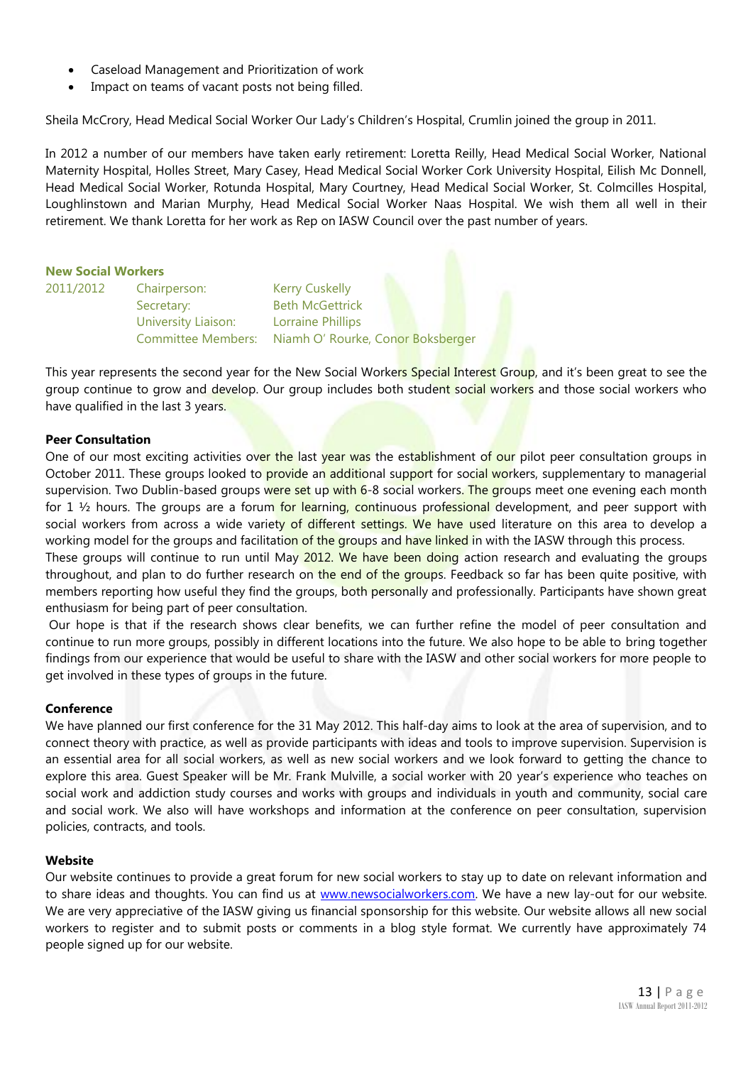- Caseload Management and Prioritization of work
- Impact on teams of vacant posts not being filled.

Sheila McCrory, Head Medical Social Worker Our Lady's Children's Hospital, Crumlin joined the group in 2011.

In 2012 a number of our members have taken early retirement: Loretta Reilly, Head Medical Social Worker, National Maternity Hospital, Holles Street, Mary Casey, Head Medical Social Worker Cork University Hospital, Eilish Mc Donnell, Head Medical Social Worker, Rotunda Hospital, Mary Courtney, Head Medical Social Worker, St. Colmcilles Hospital, Loughlinstown and Marian Murphy, Head Medical Social Worker Naas Hospital. We wish them all well in their retirement. We thank Loretta for her work as Rep on IASW Council over the past number of years.

## New Social Workers

| 2011/2012 | | |
|---|---|---|
| | Chairperson: | Kerry Cuskelly |
| | Secretary: | Beth McGettrick |
| | University Liaison: | Lorraine Phillips |
| | Committee Members: | Niamh O' Rourke, Conor Boksberger |

This year represents the second year for the New Social Workers Special Interest Group, and it's been great to see the group continue to grow and develop. Our group includes both student social workers and those social workers who have qualified in the last 3 years.

### Peer Consultation

One of our most exciting activities over the last year was the establishment of our pilot peer consultation groups in October 2011. These groups looked to provide an additional support for social workers, supplementary to managerial supervision. Two Dublin-based groups were set up with 6-8 social workers. The groups meet one evening each month for 1 ½ hours. The groups are a forum for learning, continuous professional development, and peer support with social workers from across a wide variety of different settings. We have used literature on this area to develop a working model for the groups and facilitation of the groups and have linked in with the IASW through this process.

These groups will continue to run until May 2012. We have been doing action research and evaluating the groups throughout, and plan to do further research on the end of the groups. Feedback so far has been quite positive, with members reporting how useful they find the groups, both personally and professionally. Participants have shown great enthusiasm for being part of peer consultation.

Our hope is that if the research shows clear benefits, we can further refine the model of peer consultation and continue to run more groups, possibly in different locations into the future. We also hope to be able to bring together findings from our experience that would be useful to share with the IASW and other social workers for more people to get involved in these types of groups in the future.

### Conference

We have planned our first conference for the 31 May 2012. This half-day aims to look at the area of supervision, and to connect theory with practice, as well as provide participants with ideas and tools to improve supervision. Supervision is an essential area for all social workers, as well as new social workers and we look forward to getting the chance to explore this area. Guest Speaker will be Mr. Frank Mulville, a social worker with 20 year's experience who teaches on social work and addiction study courses and works with groups and individuals in youth and community, social care and social work. We also will have workshops and information at the conference on peer consultation, supervision policies, contracts, and tools.

### Website

Our website continues to provide a great forum for new social workers to stay up to date on relevant information and to share ideas and thoughts. You can find us at www.newsocialworkers.com. We have a new lay-out for our website. We are very appreciative of the IASW giving us financial sponsorship for this website. Our website allows all new social workers to register and to submit posts or comments in a blog style format. We currently have approximately 74 people signed up for our website.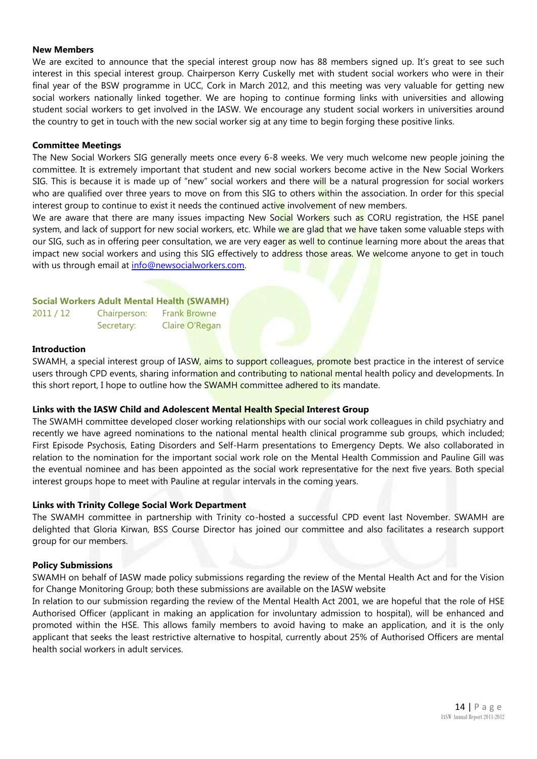**New Members**

We are excited to announce that the special interest group now has 88 members signed up. It's great to see such interest in this special interest group. Chairperson Kerry Cuskelly met with student social workers who were in their final year of the BSW programme in UCC, Cork in March 2012, and this meeting was very valuable for getting new social workers nationally linked together. We are hoping to continue forming links with universities and allowing student social workers to get involved in the IASW. We encourage any student social workers in universities around the country to get in touch with the new social worker sig at any time to begin forging these positive links.

**Committee Meetings**

The New Social Workers SIG generally meets once every 6-8 weeks. We very much welcome new people joining the committee. It is extremely important that student and new social workers become active in the New Social Workers SIG. This is because it is made up of "new" social workers and there will be a natural progression for social workers who are qualified over three years to move on from this SIG to others within the association. In order for this special interest group to continue to exist it needs the continued active involvement of new members.

We are aware that there are many issues impacting New Social Workers such as CORU registration, the HSE panel system, and lack of support for new social workers, etc. While we are glad that we have taken some valuable steps with our SIG, such as in offering peer consultation, we are very eager as well to continue learning more about the areas that impact new social workers and using this SIG effectively to address those areas. We welcome anyone to get in touch with us through email at info@newsocialworkers.com.

## Social Workers Adult Mental Health (SWAMH)

| | | |
|---|---|---|
| 2011 / 12 | Chairperson: | Frank Browne |
| | Secretary: | Claire O'Regan |

**Introduction**

SWAMH, a special interest group of IASW, aims to support colleagues, promote best practice in the interest of service users through CPD events, sharing information and contributing to national mental health policy and developments. In this short report, I hope to outline how the SWAMH committee adhered to its mandate.

**Links with the IASW Child and Adolescent Mental Health Special Interest Group**

The SWAMH committee developed closer working relationships with our social work colleagues in child psychiatry and recently we have agreed nominations to the national mental health clinical programme sub groups, which included; First Episode Psychosis, Eating Disorders and Self-Harm presentations to Emergency Depts. We also collaborated in relation to the nomination for the important social work role on the Mental Health Commission and Pauline Gill was the eventual nominee and has been appointed as the social work representative for the next five years. Both special interest groups hope to meet with Pauline at regular intervals in the coming years.

**Links with Trinity College Social Work Department**

The SWAMH committee in partnership with Trinity co-hosted a successful CPD event last November. SWAMH are delighted that Gloria Kirwan, BSS Course Director has joined our committee and also facilitates a research support group for our members.

**Policy Submissions**

SWAMH on behalf of IASW made policy submissions regarding the review of the Mental Health Act and for the Vision for Change Monitoring Group; both these submissions are available on the IASW website

In relation to our submission regarding the review of the Mental Health Act 2001, we are hopeful that the role of HSE Authorised Officer (applicant in making an application for involuntary admission to hospital), will be enhanced and promoted within the HSE. This allows family members to avoid having to make an application, and it is the only applicant that seeks the least restrictive alternative to hospital, currently about 25% of Authorised Officers are mental health social workers in adult services.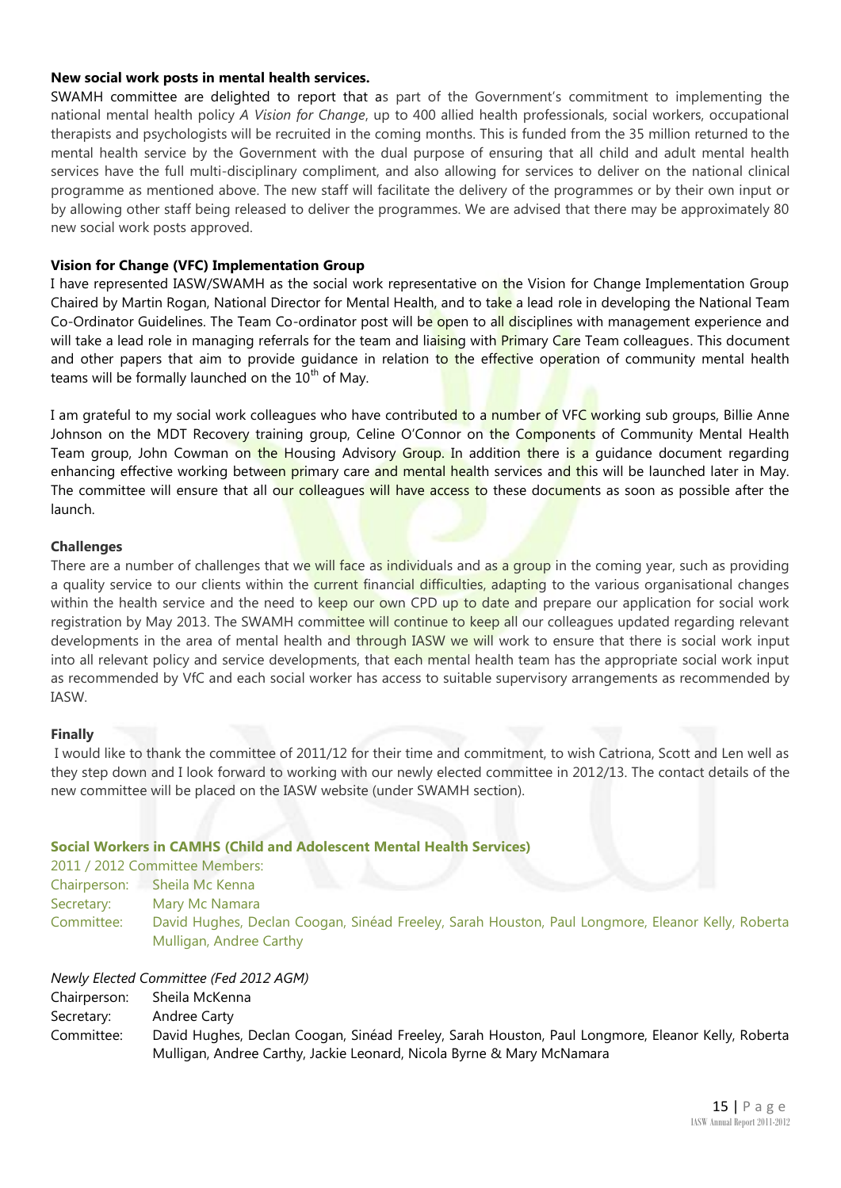**New social work posts in mental health services.**

SWAMH committee are delighted to report that as part of the Government's commitment to implementing the national mental health policy *A Vision for Change*, up to 400 allied health professionals, social workers, occupational therapists and psychologists will be recruited in the coming months. This is funded from the 35 million returned to the mental health service by the Government with the dual purpose of ensuring that all child and adult mental health services have the full multi-disciplinary compliment, and also allowing for services to deliver on the national clinical programme as mentioned above. The new staff will facilitate the delivery of the programmes or by their own input or by allowing other staff being released to deliver the programmes. We are advised that there may be approximately 80 new social work posts approved.

**Vision for Change (VFC) Implementation Group**

I have represented IASW/SWAMH as the social work representative on the Vision for Change Implementation Group Chaired by Martin Rogan, National Director for Mental Health, and to take a lead role in developing the National Team Co-Ordinator Guidelines. The Team Co-ordinator post will be open to all disciplines with management experience and will take a lead role in managing referrals for the team and liaising with Primary Care Team colleagues. This document and other papers that aim to provide guidance in relation to the effective operation of community mental health teams will be formally launched on the 10th of May.

I am grateful to my social work colleagues who have contributed to a number of VFC working sub groups, Billie Anne Johnson on the MDT Recovery training group, Celine O'Connor on the Components of Community Mental Health Team group, John Cowman on the Housing Advisory Group. In addition there is a guidance document regarding enhancing effective working between primary care and mental health services and this will be launched later in May. The committee will ensure that all our colleagues will have access to these documents as soon as possible after the launch.

**Challenges**

There are a number of challenges that we will face as individuals and as a group in the coming year, such as providing a quality service to our clients within the current financial difficulties, adapting to the various organisational changes within the health service and the need to keep our own CPD up to date and prepare our application for social work registration by May 2013. The SWAMH committee will continue to keep all our colleagues updated regarding relevant developments in the area of mental health and through IASW we will work to ensure that there is social work input into all relevant policy and service developments, that each mental health team has the appropriate social work input as recommended by VfC and each social worker has access to suitable supervisory arrangements as recommended by IASW.

**Finally**

I would like to thank the committee of 2011/12 for their time and commitment, to wish Catriona, Scott and Len well as they step down and I look forward to working with our newly elected committee in 2012/13. The contact details of the new committee will be placed on the IASW website (under SWAMH section).

**Social Workers in CAMHS (Child and Adolescent Mental Health Services)**

2011 / 2012 Committee Members:

Chairperson: Sheila Mc Kenna
Secretary: Mary Mc Namara
Committee: David Hughes, Declan Coogan, Sinéad Freeley, Sarah Houston, Paul Longmore, Eleanor Kelly, Roberta Mulligan, Andree Carthy

*Newly Elected Committee (Fed 2012 AGM)*

Chairperson: Sheila McKenna
Secretary: Andree Carty
Committee: David Hughes, Declan Coogan, Sinéad Freeley, Sarah Houston, Paul Longmore, Eleanor Kelly, Roberta Mulligan, Andree Carthy, Jackie Leonard, Nicola Byrne & Mary McNamara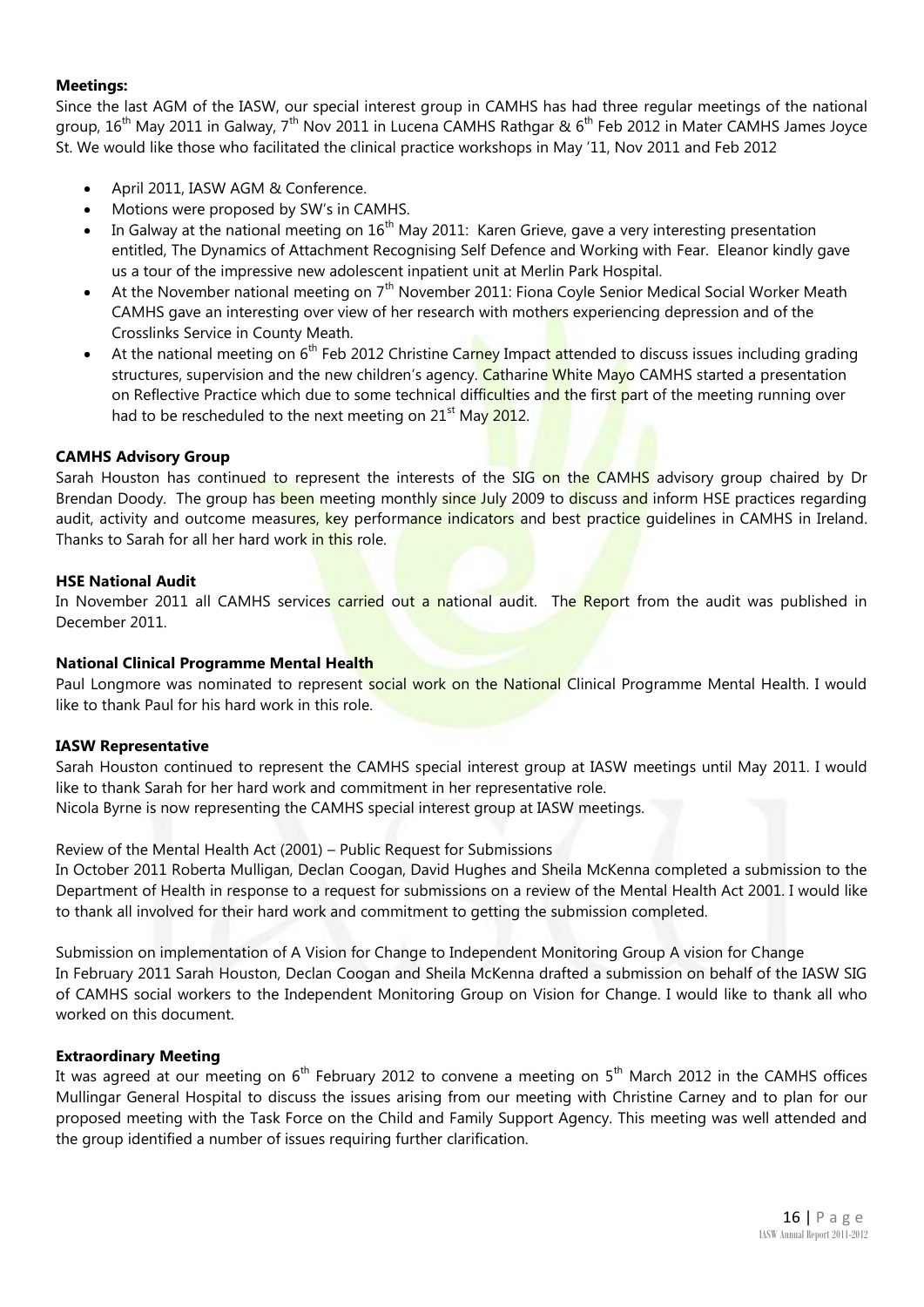**Meetings:**

Since the last AGM of the IASW, our special interest group in CAMHS has had three regular meetings of the national group, 16th May 2011 in Galway, 7th Nov 2011 in Lucena CAMHS Rathgar & 6th Feb 2012 in Mater CAMHS James Joyce St. We would like those who facilitated the clinical practice workshops in May '11, Nov 2011 and Feb 2012

- April 2011, IASW AGM & Conference.
- Motions were proposed by SW's in CAMHS.
- In Galway at the national meeting on 16th May 2011: Karen Grieve, gave a very interesting presentation entitled, The Dynamics of Attachment Recognising Self Defence and Working with Fear. Eleanor kindly gave us a tour of the impressive new adolescent inpatient unit at Merlin Park Hospital.
- At the November national meeting on 7th November 2011: Fiona Coyle Senior Medical Social Worker Meath CAMHS gave an interesting over view of her research with mothers experiencing depression and of the Crosslinks Service in County Meath.
- At the national meeting on 6th Feb 2012 Christine Carney Impact attended to discuss issues including grading structures, supervision and the new children's agency. Catharine White Mayo CAMHS started a presentation on Reflective Practice which due to some technical difficulties and the first part of the meeting running over had to be rescheduled to the next meeting on 21st May 2012.

**CAMHS Advisory Group**

Sarah Houston has continued to represent the interests of the SIG on the CAMHS advisory group chaired by Dr Brendan Doody. The group has been meeting monthly since July 2009 to discuss and inform HSE practices regarding audit, activity and outcome measures, key performance indicators and best practice guidelines in CAMHS in Ireland. Thanks to Sarah for all her hard work in this role.

**HSE National Audit**

In November 2011 all CAMHS services carried out a national audit. The Report from the audit was published in December 2011.

**National Clinical Programme Mental Health**

Paul Longmore was nominated to represent social work on the National Clinical Programme Mental Health. I would like to thank Paul for his hard work in this role.

**IASW Representative**

Sarah Houston continued to represent the CAMHS special interest group at IASW meetings until May 2011. I would like to thank Sarah for her hard work and commitment in her representative role.
Nicola Byrne is now representing the CAMHS special interest group at IASW meetings.

Review of the Mental Health Act (2001) – Public Request for Submissions

In October 2011 Roberta Mulligan, Declan Coogan, David Hughes and Sheila McKenna completed a submission to the Department of Health in response to a request for submissions on a review of the Mental Health Act 2001. I would like to thank all involved for their hard work and commitment to getting the submission completed.

Submission on implementation of A Vision for Change to Independent Monitoring Group A vision for Change

In February 2011 Sarah Houston, Declan Coogan and Sheila McKenna drafted a submission on behalf of the IASW SIG of CAMHS social workers to the Independent Monitoring Group on Vision for Change. I would like to thank all who worked on this document.

**Extraordinary Meeting**

It was agreed at our meeting on 6th February 2012 to convene a meeting on 5th March 2012 in the CAMHS offices Mullingar General Hospital to discuss the issues arising from our meeting with Christine Carney and to plan for our proposed meeting with the Task Force on the Child and Family Support Agency. This meeting was well attended and the group identified a number of issues requiring further clarification.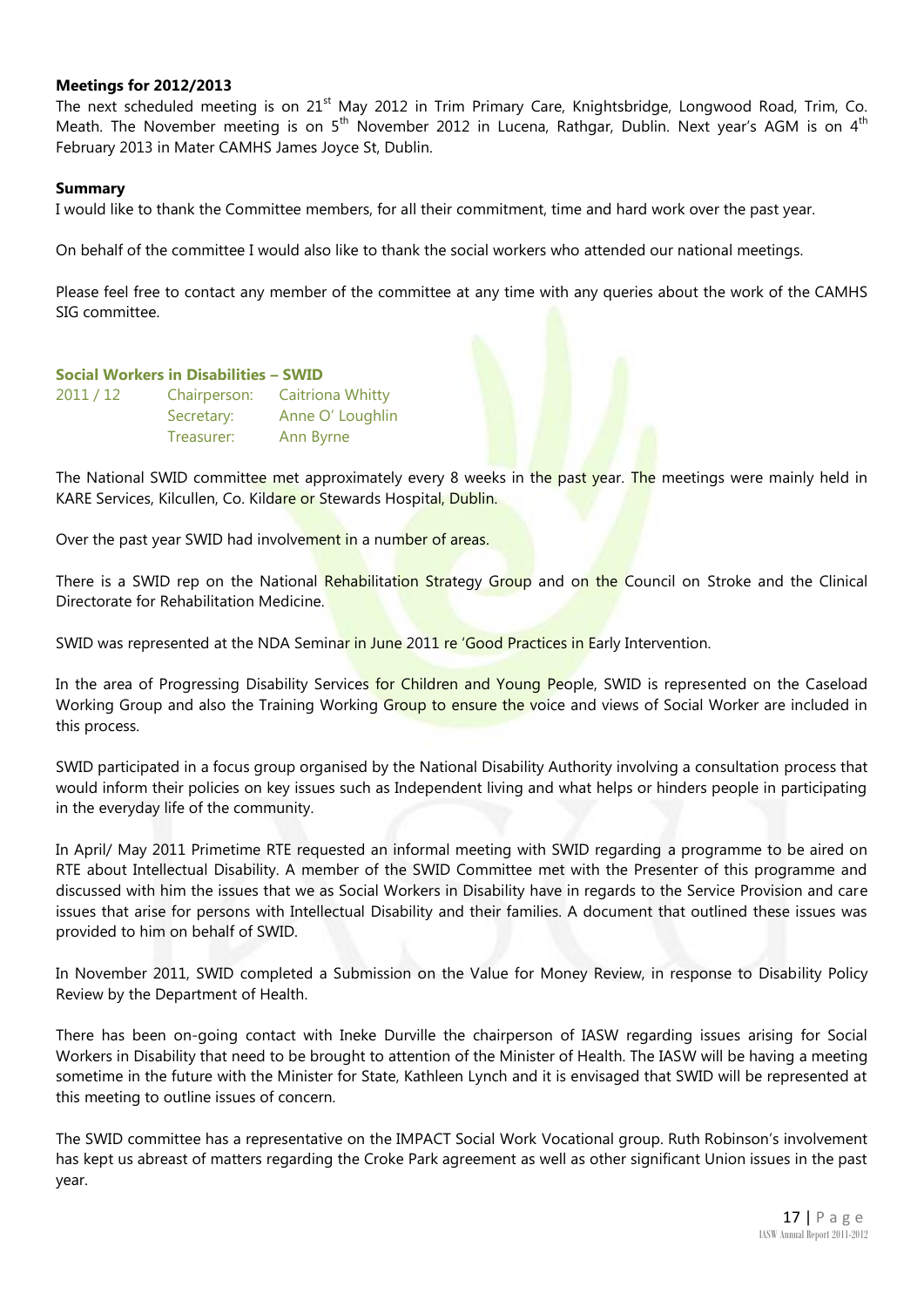**Meetings for 2012/2013**

The next scheduled meeting is on 21st May 2012 in Trim Primary Care, Knightsbridge, Longwood Road, Trim, Co. Meath. The November meeting is on 5th November 2012 in Lucena, Rathgar, Dublin. Next year's AGM is on 4th February 2013 in Mater CAMHS James Joyce St, Dublin.

**Summary**

I would like to thank the Committee members, for all their commitment, time and hard work over the past year.

On behalf of the committee I would also like to thank the social workers who attended our national meetings.

Please feel free to contact any member of the committee at any time with any queries about the work of the CAMHS SIG committee.

**Social Workers in Disabilities – SWID**

| 2011 / 12 | Chairperson: | Caitriona Whitty |
|---|---|---|
| | Secretary: | Anne O' Loughlin |
| | Treasurer: | Ann Byrne |

The National SWID committee met approximately every 8 weeks in the past year. The meetings were mainly held in KARE Services, Kilcullen, Co. Kildare or Stewards Hospital, Dublin.

Over the past year SWID had involvement in a number of areas.

There is a SWID rep on the National Rehabilitation Strategy Group and on the Council on Stroke and the Clinical Directorate for Rehabilitation Medicine.

SWID was represented at the NDA Seminar in June 2011 re 'Good Practices in Early Intervention.

In the area of Progressing Disability Services for Children and Young People, SWID is represented on the Caseload Working Group and also the Training Working Group to ensure the voice and views of Social Worker are included in this process.

SWID participated in a focus group organised by the National Disability Authority involving a consultation process that would inform their policies on key issues such as Independent living and what helps or hinders people in participating in the everyday life of the community.

In April/ May 2011 Primetime RTE requested an informal meeting with SWID regarding a programme to be aired on RTE about Intellectual Disability. A member of the SWID Committee met with the Presenter of this programme and discussed with him the issues that we as Social Workers in Disability have in regards to the Service Provision and care issues that arise for persons with Intellectual Disability and their families. A document that outlined these issues was provided to him on behalf of SWID.

In November 2011, SWID completed a Submission on the Value for Money Review, in response to Disability Policy Review by the Department of Health.

There has been on-going contact with Ineke Durville the chairperson of IASW regarding issues arising for Social Workers in Disability that need to be brought to attention of the Minister of Health. The IASW will be having a meeting sometime in the future with the Minister for State, Kathleen Lynch and it is envisaged that SWID will be represented at this meeting to outline issues of concern.

The SWID committee has a representative on the IMPACT Social Work Vocational group. Ruth Robinson's involvement has kept us abreast of matters regarding the Croke Park agreement as well as other significant Union issues in the past year.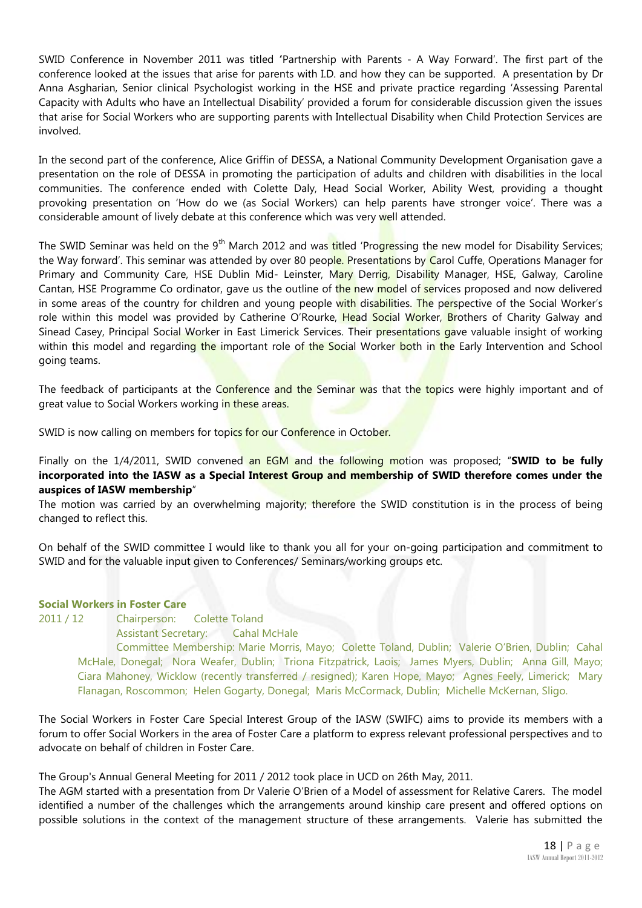SWID Conference in November 2011 was titled 'Partnership with Parents - A Way Forward'. The first part of the conference looked at the issues that arise for parents with I.D. and how they can be supported. A presentation by Dr Anna Asgharian, Senior clinical Psychologist working in the HSE and private practice regarding 'Assessing Parental Capacity with Adults who have an Intellectual Disability' provided a forum for considerable discussion given the issues that arise for Social Workers who are supporting parents with Intellectual Disability when Child Protection Services are involved.

In the second part of the conference, Alice Griffin of DESSA, a National Community Development Organisation gave a presentation on the role of DESSA in promoting the participation of adults and children with disabilities in the local communities. The conference ended with Colette Daly, Head Social Worker, Ability West, providing a thought provoking presentation on 'How do we (as Social Workers) can help parents have stronger voice'. There was a considerable amount of lively debate at this conference which was very well attended.

The SWID Seminar was held on the 9th March 2012 and was titled 'Progressing the new model for Disability Services; the Way forward'. This seminar was attended by over 80 people. Presentations by Carol Cuffe, Operations Manager for Primary and Community Care, HSE Dublin Mid- Leinster, Mary Derrig, Disability Manager, HSE, Galway, Caroline Cantan, HSE Programme Co ordinator, gave us the outline of the new model of services proposed and now delivered in some areas of the country for children and young people with disabilities. The perspective of the Social Worker's role within this model was provided by Catherine O'Rourke, Head Social Worker, Brothers of Charity Galway and Sinead Casey, Principal Social Worker in East Limerick Services. Their presentations gave valuable insight of working within this model and regarding the important role of the Social Worker both in the Early Intervention and School going teams.

The feedback of participants at the Conference and the Seminar was that the topics were highly important and of great value to Social Workers working in these areas.

SWID is now calling on members for topics for our Conference in October.

Finally on the 1/4/2011, SWID convened an EGM and the following motion was proposed; "**SWID to be fully incorporated into the IASW as a Special Interest Group and membership of SWID therefore comes under the auspices of IASW membership**"

The motion was carried by an overwhelming majority; therefore the SWID constitution is in the process of being changed to reflect this.

On behalf of the SWID committee I would like to thank you all for your on-going participation and commitment to SWID and for the valuable input given to Conferences/ Seminars/working groups etc.

### Social Workers in Foster Care

2011 / 12 Chairperson: Colette Toland

Assistant Secretary: Cahal McHale

Committee Membership: Marie Morris, Mayo; Colette Toland, Dublin; Valerie O'Brien, Dublin; Cahal McHale, Donegal; Nora Weafer, Dublin; Triona Fitzpatrick, Laois; James Myers, Dublin; Anna Gill, Mayo; Ciara Mahoney, Wicklow (recently transferred / resigned); Karen Hope, Mayo; Agnes Feely, Limerick; Mary Flanagan, Roscommon; Helen Gogarty, Donegal; Maris McCormack, Dublin; Michelle McKernan, Sligo.

The Social Workers in Foster Care Special Interest Group of the IASW (SWIFC) aims to provide its members with a forum to offer Social Workers in the area of Foster Care a platform to express relevant professional perspectives and to advocate on behalf of children in Foster Care.

The Group's Annual General Meeting for 2011 / 2012 took place in UCD on 26th May, 2011.

The AGM started with a presentation from Dr Valerie O'Brien of a Model of assessment for Relative Carers. The model identified a number of the challenges which the arrangements around kinship care present and offered options on possible solutions in the context of the management structure of these arrangements. Valerie has submitted the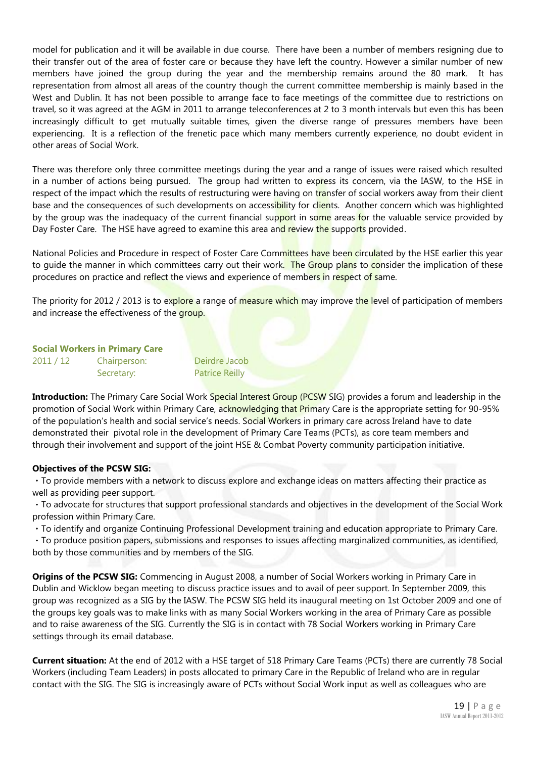model for publication and it will be available in due course. There have been a number of members resigning due to their transfer out of the area of foster care or because they have left the country. However a similar number of new members have joined the group during the year and the membership remains around the 80 mark. It has representation from almost all areas of the country though the current committee membership is mainly based in the West and Dublin. It has not been possible to arrange face to face meetings of the committee due to restrictions on travel, so it was agreed at the AGM in 2011 to arrange teleconferences at 2 to 3 month intervals but even this has been increasingly difficult to get mutually suitable times, given the diverse range of pressures members have been experiencing. It is a reflection of the frenetic pace which many members currently experience, no doubt evident in other areas of Social Work.

There was therefore only three committee meetings during the year and a range of issues were raised which resulted in a number of actions being pursued. The group had written to express its concern, via the IASW, to the HSE in respect of the impact which the results of restructuring were having on transfer of social workers away from their client base and the consequences of such developments on accessibility for clients. Another concern which was highlighted by the group was the inadequacy of the current financial support in some areas for the valuable service provided by Day Foster Care. The HSE have agreed to examine this area and review the supports provided.

National Policies and Procedure in respect of Foster Care Committees have been circulated by the HSE earlier this year to guide the manner in which committees carry out their work. The Group plans to consider the implication of these procedures on practice and reflect the views and experience of members in respect of same.

The priority for 2012 / 2013 is to explore a range of measure which may improve the level of participation of members and increase the effectiveness of the group.

### Social Workers in Primary Care

| 2011 / 12 | Chairperson: | Deirdre Jacob |
|---|---|---|
| | Secretary: | Patrice Reilly |

**Introduction:** The Primary Care Social Work Special Interest Group (PCSW SIG) provides a forum and leadership in the promotion of Social Work within Primary Care, acknowledging that Primary Care is the appropriate setting for 90-95% of the population's health and social service's needs. Social Workers in primary care across Ireland have to date demonstrated their pivotal role in the development of Primary Care Teams (PCTs), as core team members and through their involvement and support of the joint HSE & Combat Poverty community participation initiative.

**Objectives of the PCSW SIG:**

- To provide members with a network to discuss explore and exchange ideas on matters affecting their practice as well as providing peer support.
- To advocate for structures that support professional standards and objectives in the development of the Social Work profession within Primary Care.
- To identify and organize Continuing Professional Development training and education appropriate to Primary Care.
- To produce position papers, submissions and responses to issues affecting marginalized communities, as identified, both by those communities and by members of the SIG.

**Origins of the PCSW SIG:** Commencing in August 2008, a number of Social Workers working in Primary Care in Dublin and Wicklow began meeting to discuss practice issues and to avail of peer support. In September 2009, this group was recognized as a SIG by the IASW. The PCSW SIG held its inaugural meeting on 1st October 2009 and one of the groups key goals was to make links with as many Social Workers working in the area of Primary Care as possible and to raise awareness of the SIG. Currently the SIG is in contact with 78 Social Workers working in Primary Care settings through its email database.

**Current situation:** At the end of 2012 with a HSE target of 518 Primary Care Teams (PCTs) there are currently 78 Social Workers (including Team Leaders) in posts allocated to primary Care in the Republic of Ireland who are in regular contact with the SIG. The SIG is increasingly aware of PCTs without Social Work input as well as colleagues who are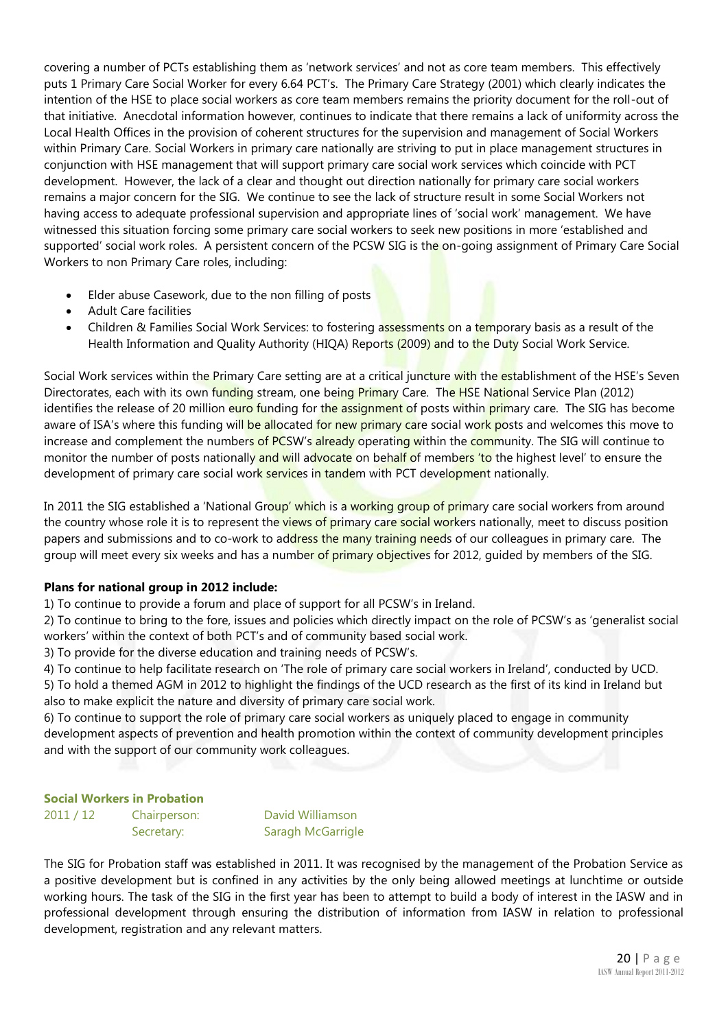covering a number of PCTs establishing them as 'network services' and not as core team members. This effectively puts 1 Primary Care Social Worker for every 6.64 PCT's. The Primary Care Strategy (2001) which clearly indicates the intention of the HSE to place social workers as core team members remains the priority document for the roll-out of that initiative. Anecdotal information however, continues to indicate that there remains a lack of uniformity across the Local Health Offices in the provision of coherent structures for the supervision and management of Social Workers within Primary Care. Social Workers in primary care nationally are striving to put in place management structures in conjunction with HSE management that will support primary care social work services which coincide with PCT development. However, the lack of a clear and thought out direction nationally for primary care social workers remains a major concern for the SIG. We continue to see the lack of structure result in some Social Workers not having access to adequate professional supervision and appropriate lines of 'social work' management. We have witnessed this situation forcing some primary care social workers to seek new positions in more 'established and supported' social work roles. A persistent concern of the PCSW SIG is the on-going assignment of Primary Care Social Workers to non Primary Care roles, including:

- Elder abuse Casework, due to the non filling of posts
- Adult Care facilities
- Children & Families Social Work Services: to fostering assessments on a temporary basis as a result of the Health Information and Quality Authority (HIQA) Reports (2009) and to the Duty Social Work Service.

Social Work services within the Primary Care setting are at a critical juncture with the establishment of the HSE's Seven Directorates, each with its own funding stream, one being Primary Care. The HSE National Service Plan (2012) identifies the release of 20 million euro funding for the assignment of posts within primary care. The SIG has become aware of ISA's where this funding will be allocated for new primary care social work posts and welcomes this move to increase and complement the numbers of PCSW's already operating within the community. The SIG will continue to monitor the number of posts nationally and will advocate on behalf of members 'to the highest level' to ensure the development of primary care social work services in tandem with PCT development nationally.

In 2011 the SIG established a 'National Group' which is a working group of primary care social workers from around the country whose role it is to represent the views of primary care social workers nationally, meet to discuss position papers and submissions and to co-work to address the many training needs of our colleagues in primary care. The group will meet every six weeks and has a number of primary objectives for 2012, guided by members of the SIG.

**Plans for national group in 2012 include:**

1) To continue to provide a forum and place of support for all PCSW's in Ireland.
2) To continue to bring to the fore, issues and policies which directly impact on the role of PCSW's as 'generalist social workers' within the context of both PCT's and of community based social work.
3) To provide for the diverse education and training needs of PCSW's.
4) To continue to help facilitate research on 'The role of primary care social workers in Ireland', conducted by UCD.
5) To hold a themed AGM in 2012 to highlight the findings of the UCD research as the first of its kind in Ireland but also to make explicit the nature and diversity of primary care social work.
6) To continue to support the role of primary care social workers as uniquely placed to engage in community development aspects of prevention and health promotion within the context of community development principles and with the support of our community work colleagues.

### Social Workers in Probation

| 2011 / 12 | Chairperson: | David Williamson |
|---|---|---|
| | Secretary: | Saragh McGarrigle |

The SIG for Probation staff was established in 2011. It was recognised by the management of the Probation Service as a positive development but is confined in any activities by the only being allowed meetings at lunchtime or outside working hours. The task of the SIG in the first year has been to attempt to build a body of interest in the IASW and in professional development through ensuring the distribution of information from IASW in relation to professional development, registration and any relevant matters.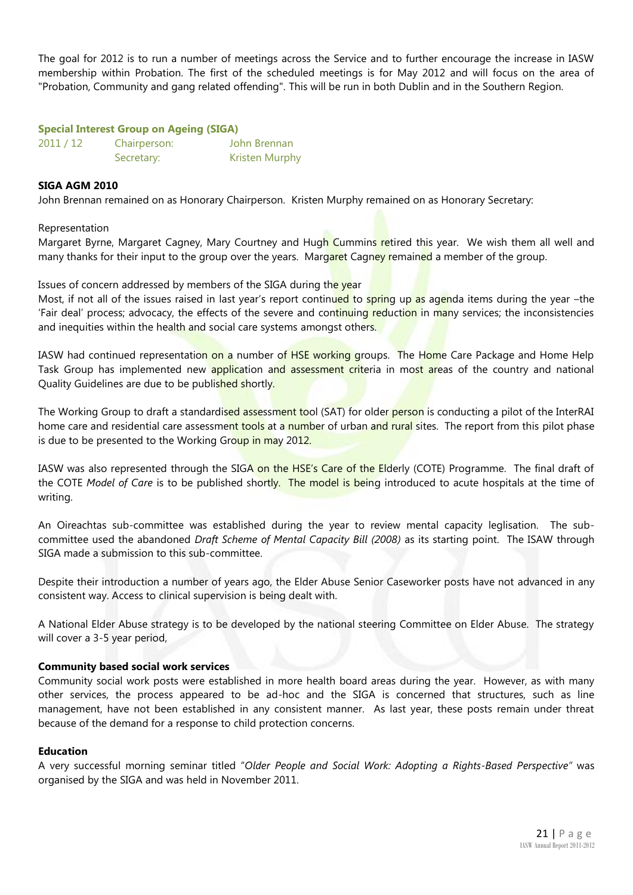The goal for 2012 is to run a number of meetings across the Service and to further encourage the increase in IASW membership within Probation. The first of the scheduled meetings is for May 2012 and will focus on the area of "Probation, Community and gang related offending". This will be run in both Dublin and in the Southern Region.

### Special Interest Group on Ageing (SIGA)

| 2011 / 12 | Chairperson: | John Brennan |
|---|---|---|
| | Secretary: | Kristen Murphy |

**SIGA AGM 2010**

John Brennan remained on as Honorary Chairperson. Kristen Murphy remained on as Honorary Secretary:

Representation

Margaret Byrne, Margaret Cagney, Mary Courtney and Hugh Cummins retired this year. We wish them all well and many thanks for their input to the group over the years. Margaret Cagney remained a member of the group.

Issues of concern addressed by members of the SIGA during the year

Most, if not all of the issues raised in last year's report continued to spring up as agenda items during the year –the 'Fair deal' process; advocacy, the effects of the severe and continuing reduction in many services; the inconsistencies and inequities within the health and social care systems amongst others.

IASW had continued representation on a number of HSE working groups. The Home Care Package and Home Help Task Group has implemented new application and assessment criteria in most areas of the country and national Quality Guidelines are due to be published shortly.

The Working Group to draft a standardised assessment tool (SAT) for older person is conducting a pilot of the InterRAI home care and residential care assessment tools at a number of urban and rural sites. The report from this pilot phase is due to be presented to the Working Group in may 2012.

IASW was also represented through the SIGA on the HSE's Care of the Elderly (COTE) Programme. The final draft of the COTE *Model of Care* is to be published shortly. The model is being introduced to acute hospitals at the time of writing.

An Oireachtas sub-committee was established during the year to review mental capacity leglisation. The sub-committee used the abandoned *Draft Scheme of Mental Capacity Bill (2008)* as its starting point. The ISAW through SIGA made a submission to this sub-committee.

Despite their introduction a number of years ago, the Elder Abuse Senior Caseworker posts have not advanced in any consistent way. Access to clinical supervision is being dealt with.

A National Elder Abuse strategy is to be developed by the national steering Committee on Elder Abuse. The strategy will cover a 3-5 year period,

**Community based social work services**

Community social work posts were established in more health board areas during the year. However, as with many other services, the process appeared to be ad-hoc and the SIGA is concerned that structures, such as line management, have not been established in any consistent manner. As last year, these posts remain under threat because of the demand for a response to child protection concerns.

**Education**

A very successful morning seminar titled "*Older People and Social Work: Adopting a Rights-Based Perspective*" was organised by the SIGA and was held in November 2011.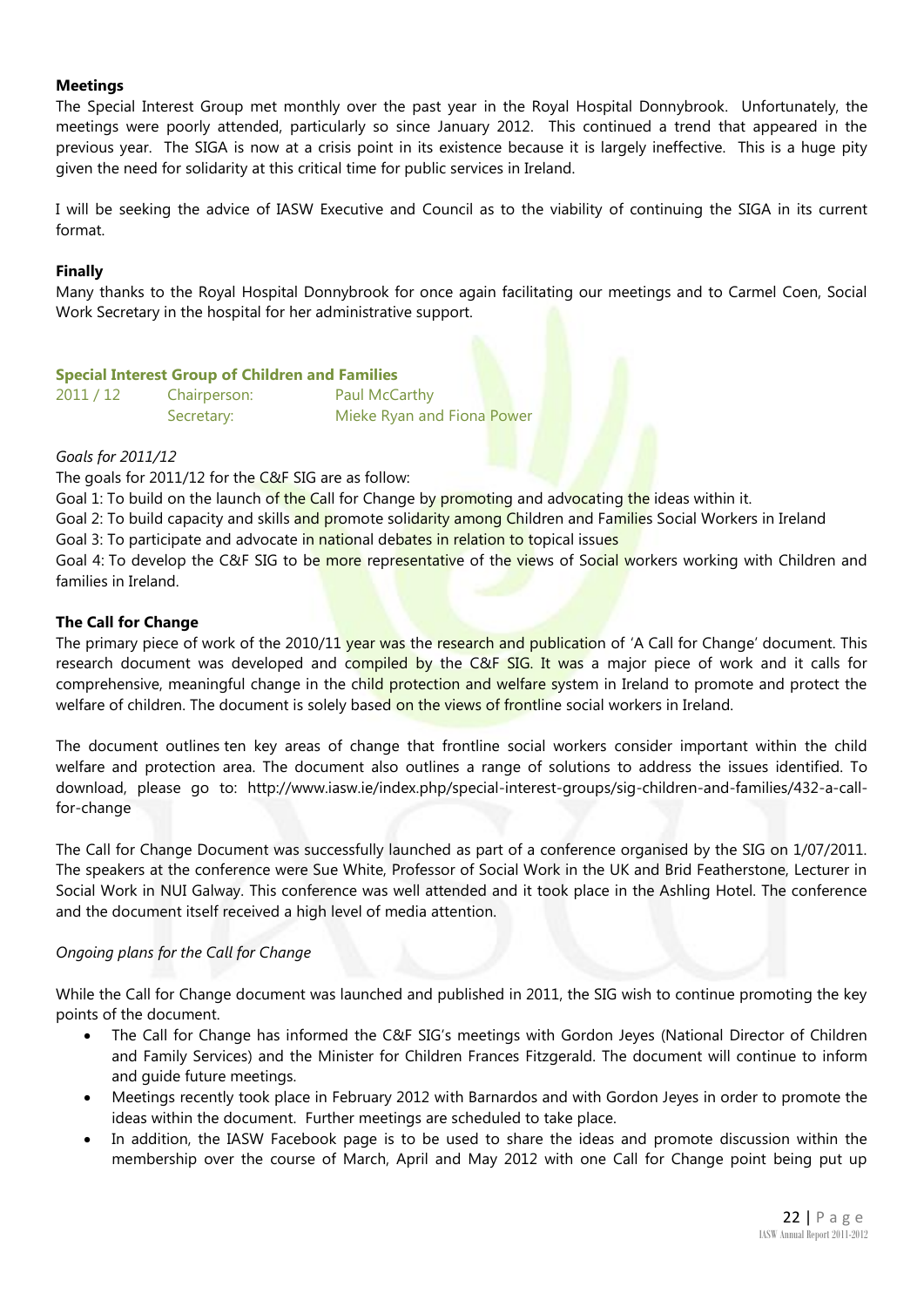**Meetings**

The Special Interest Group met monthly over the past year in the Royal Hospital Donnybrook. Unfortunately, the meetings were poorly attended, particularly so since January 2012. This continued a trend that appeared in the previous year. The SIGA is now at a crisis point in its existence because it is largely ineffective. This is a huge pity given the need for solidarity at this critical time for public services in Ireland.

I will be seeking the advice of IASW Executive and Council as to the viability of continuing the SIGA in its current format.

**Finally**

Many thanks to the Royal Hospital Donnybrook for once again facilitating our meetings and to Carmel Coen, Social Work Secretary in the hospital for her administrative support.

## Special Interest Group of Children and Families

| | | |
|---|---|---|
| 2011 / 12 | Chairperson: | Paul McCarthy |
| | Secretary: | Mieke Ryan and Fiona Power |

*Goals for 2011/12*

The goals for 2011/12 for the C&F SIG are as follow:

Goal 1: To build on the launch of the Call for Change by promoting and advocating the ideas within it.

Goal 2: To build capacity and skills and promote solidarity among Children and Families Social Workers in Ireland

Goal 3: To participate and advocate in national debates in relation to topical issues

Goal 4: To develop the C&F SIG to be more representative of the views of Social workers working with Children and families in Ireland.

**The Call for Change**

The primary piece of work of the 2010/11 year was the research and publication of 'A Call for Change' document. This research document was developed and compiled by the C&F SIG. It was a major piece of work and it calls for comprehensive, meaningful change in the child protection and welfare system in Ireland to promote and protect the welfare of children. The document is solely based on the views of frontline social workers in Ireland.

The document outlines ten key areas of change that frontline social workers consider important within the child welfare and protection area. The document also outlines a range of solutions to address the issues identified. To download, please go to: http://www.iasw.ie/index.php/special-interest-groups/sig-children-and-families/432-a-call-for-change

The Call for Change Document was successfully launched as part of a conference organised by the SIG on 1/07/2011. The speakers at the conference were Sue White, Professor of Social Work in the UK and Brid Featherstone, Lecturer in Social Work in NUI Galway. This conference was well attended and it took place in the Ashling Hotel. The conference and the document itself received a high level of media attention.

*Ongoing plans for the Call for Change*

While the Call for Change document was launched and published in 2011, the SIG wish to continue promoting the key points of the document.

- The Call for Change has informed the C&F SIG's meetings with Gordon Jeyes (National Director of Children and Family Services) and the Minister for Children Frances Fitzgerald. The document will continue to inform and guide future meetings.
- Meetings recently took place in February 2012 with Barnardos and with Gordon Jeyes in order to promote the ideas within the document. Further meetings are scheduled to take place.
- In addition, the IASW Facebook page is to be used to share the ideas and promote discussion within the membership over the course of March, April and May 2012 with one Call for Change point being put up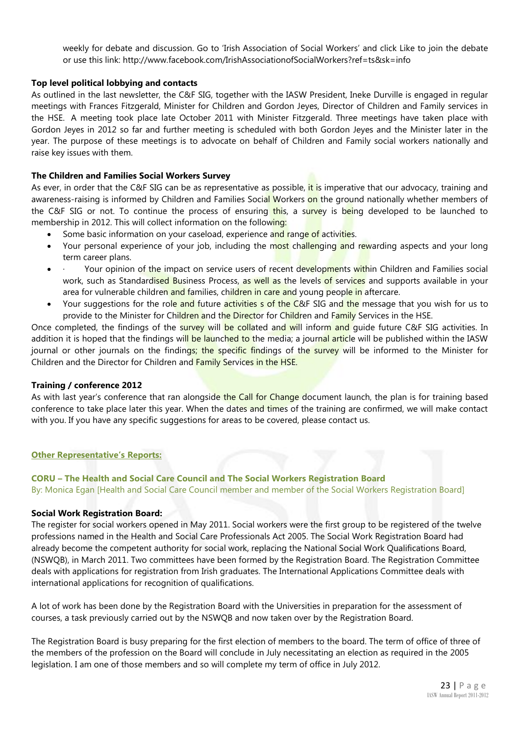weekly for debate and discussion. Go to 'Irish Association of Social Workers' and click Like to join the debate or use this link: http://www.facebook.com/IrishAssociationofSocialWorkers?ref=ts&sk=info

**Top level political lobbying and contacts**

As outlined in the last newsletter, the C&F SIG, together with the IASW President, Ineke Durville is engaged in regular meetings with Frances Fitzgerald, Minister for Children and Gordon Jeyes, Director of Children and Family services in the HSE. A meeting took place late October 2011 with Minister Fitzgerald. Three meetings have taken place with Gordon Jeyes in 2012 so far and further meeting is scheduled with both Gordon Jeyes and the Minister later in the year. The purpose of these meetings is to advocate on behalf of Children and Family social workers nationally and raise key issues with them.

**The Children and Families Social Workers Survey**

As ever, in order that the C&F SIG can be as representative as possible, it is imperative that our advocacy, training and awareness-raising is informed by Children and Families Social Workers on the ground nationally whether members of the C&F SIG or not. To continue the process of ensuring this, a survey is being developed to be launched to membership in 2012. This will collect information on the following:

- Some basic information on your caseload, experience and range of activities.
- Your personal experience of your job, including the most challenging and rewarding aspects and your long term career plans.
- · Your opinion of the impact on service users of recent developments within Children and Families social work, such as Standardised Business Process, as well as the levels of services and supports available in your area for vulnerable children and families, children in care and young people in aftercare.
- Your suggestions for the role and future activities s of the C&F SIG and the message that you wish for us to provide to the Minister for Children and the Director for Children and Family Services in the HSE.

Once completed, the findings of the survey will be collated and will inform and guide future C&F SIG activities. In addition it is hoped that the findings will be launched to the media; a journal article will be published within the IASW journal or other journals on the findings; the specific findings of the survey will be informed to the Minister for Children and the Director for Children and Family Services in the HSE.

**Training / conference 2012**

As with last year's conference that ran alongside the Call for Change document launch, the plan is for training based conference to take place later this year. When the dates and times of the training are confirmed, we will make contact with you. If you have any specific suggestions for areas to be covered, please contact us.

## Other Representative's Reports:

### CORU – The Health and Social Care Council and The Social Workers Registration Board

By: Monica Egan [Health and Social Care Council member and member of the Social Workers Registration Board]

**Social Work Registration Board:**

The register for social workers opened in May 2011. Social workers were the first group to be registered of the twelve professions named in the Health and Social Care Professionals Act 2005. The Social Work Registration Board had already become the competent authority for social work, replacing the National Social Work Qualifications Board, (NSWQB), in March 2011. Two committees have been formed by the Registration Board. The Registration Committee deals with applications for registration from Irish graduates. The International Applications Committee deals with international applications for recognition of qualifications.

A lot of work has been done by the Registration Board with the Universities in preparation for the assessment of courses, a task previously carried out by the NSWQB and now taken over by the Registration Board.

The Registration Board is busy preparing for the first election of members to the board. The term of office of three of the members of the profession on the Board will conclude in July necessitating an election as required in the 2005 legislation. I am one of those members and so will complete my term of office in July 2012.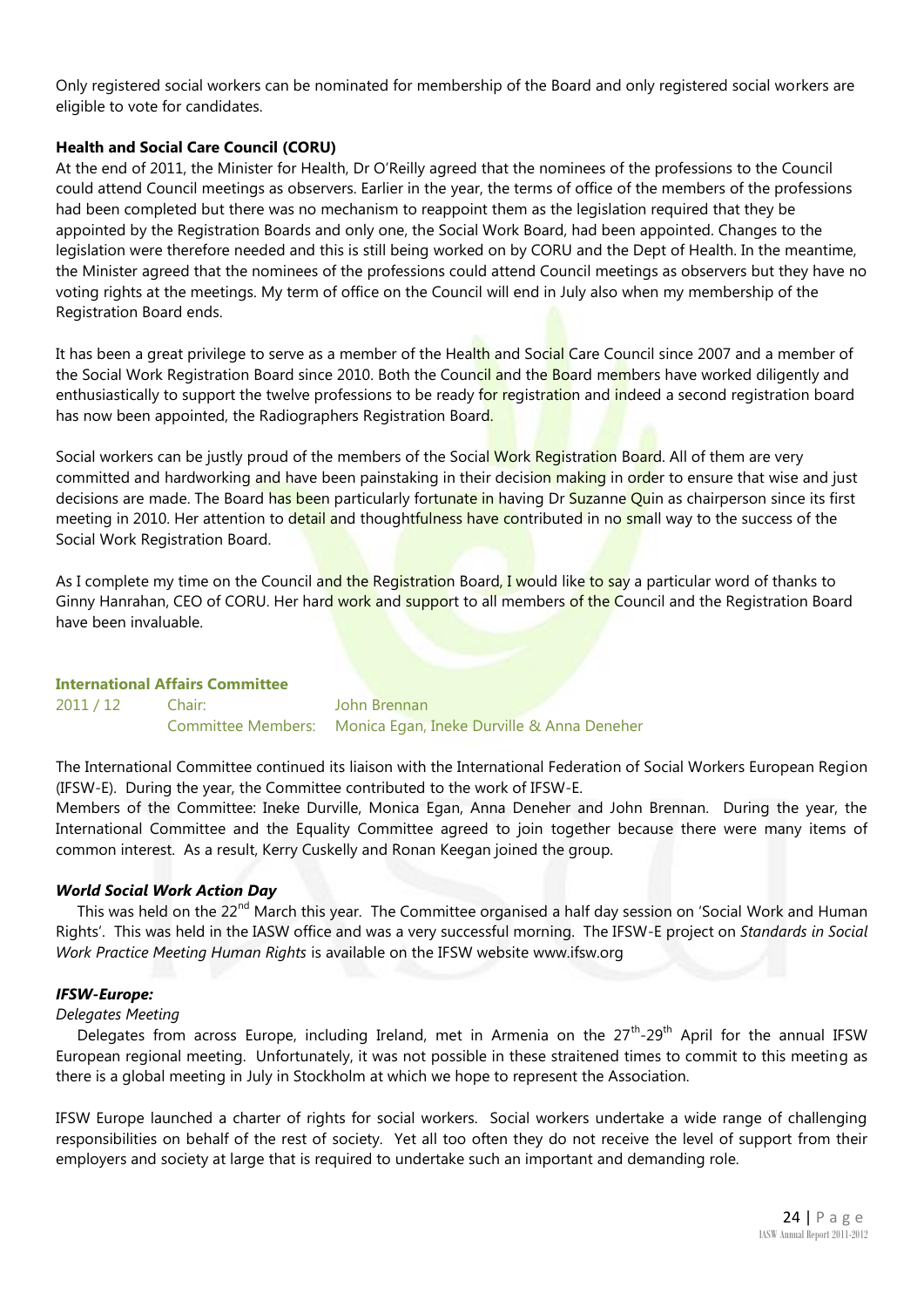Only registered social workers can be nominated for membership of the Board and only registered social workers are eligible to vote for candidates.

**Health and Social Care Council (CORU)**

At the end of 2011, the Minister for Health, Dr O'Reilly agreed that the nominees of the professions to the Council could attend Council meetings as observers. Earlier in the year, the terms of office of the members of the professions had been completed but there was no mechanism to reappoint them as the legislation required that they be appointed by the Registration Boards and only one, the Social Work Board, had been appointed. Changes to the legislation were therefore needed and this is still being worked on by CORU and the Dept of Health. In the meantime, the Minister agreed that the nominees of the professions could attend Council meetings as observers but they have no voting rights at the meetings. My term of office on the Council will end in July also when my membership of the Registration Board ends.

It has been a great privilege to serve as a member of the Health and Social Care Council since 2007 and a member of the Social Work Registration Board since 2010. Both the Council and the Board members have worked diligently and enthusiastically to support the twelve professions to be ready for registration and indeed a second registration board has now been appointed, the Radiographers Registration Board.

Social workers can be justly proud of the members of the Social Work Registration Board. All of them are very committed and hardworking and have been painstaking in their decision making in order to ensure that wise and just decisions are made. The Board has been particularly fortunate in having Dr Suzanne Quin as chairperson since its first meeting in 2010. Her attention to detail and thoughtfulness have contributed in no small way to the success of the Social Work Registration Board.

As I complete my time on the Council and the Registration Board, I would like to say a particular word of thanks to Ginny Hanrahan, CEO of CORU. Her hard work and support to all members of the Council and the Registration Board have been invaluable.

**International Affairs Committee**

| 2011 / 12 | Chair: | John Brennan |
|---|---|---|
| | Committee Members: | Monica Egan, Ineke Durville & Anna Deneher |

The International Committee continued its liaison with the International Federation of Social Workers European Region (IFSW-E). During the year, the Committee contributed to the work of IFSW-E.

Members of the Committee: Ineke Durville, Monica Egan, Anna Deneher and John Brennan. During the year, the International Committee and the Equality Committee agreed to join together because there were many items of common interest. As a result, Kerry Cuskelly and Ronan Keegan joined the group.

***World Social Work Action Day***

This was held on the 22nd March this year. The Committee organised a half day session on 'Social Work and Human Rights'. This was held in the IASW office and was a very successful morning. The IFSW-E project on *Standards in Social Work Practice Meeting Human Rights* is available on the IFSW website www.ifsw.org

***IFSW-Europe:***

*Delegates Meeting*

Delegates from across Europe, including Ireland, met in Armenia on the 27th-29th April for the annual IFSW European regional meeting. Unfortunately, it was not possible in these straitened times to commit to this meeting as there is a global meeting in July in Stockholm at which we hope to represent the Association.

IFSW Europe launched a charter of rights for social workers. Social workers undertake a wide range of challenging responsibilities on behalf of the rest of society. Yet all too often they do not receive the level of support from their employers and society at large that is required to undertake such an important and demanding role.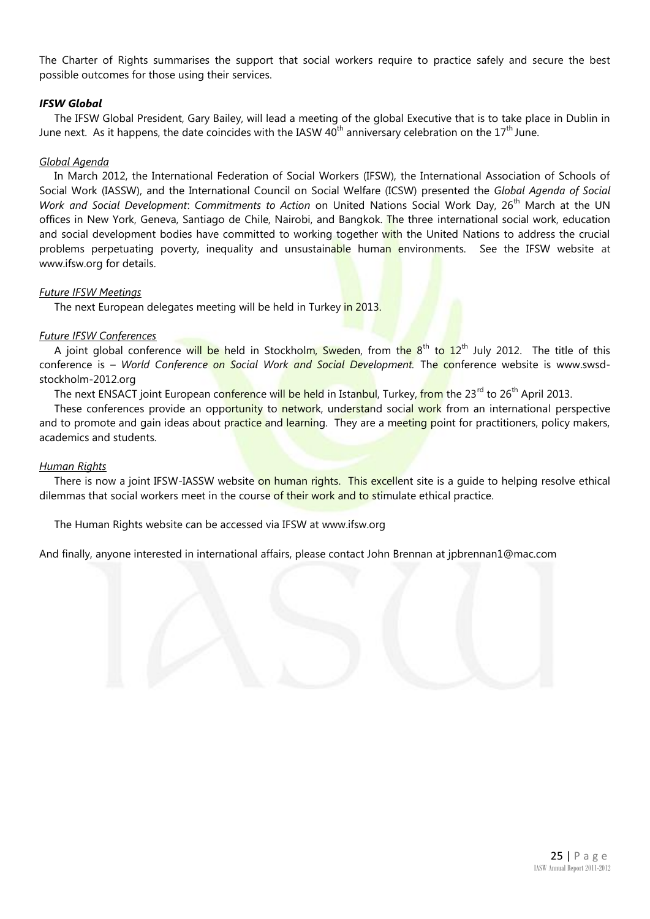The Charter of Rights summarises the support that social workers require to practice safely and secure the best possible outcomes for those using their services.

### *IFSW Global*

The IFSW Global President, Gary Bailey, will lead a meeting of the global Executive that is to take place in Dublin in June next. As it happens, the date coincides with the IASW 40th anniversary celebration on the 17th June.

#### *Global Agenda*

In March 2012, the International Federation of Social Workers (IFSW), the International Association of Schools of Social Work (IASSW), and the International Council on Social Welfare (ICSW) presented the *Global Agenda of Social Work and Social Development*: *Commitments to Action* on United Nations Social Work Day, 26th March at the UN offices in New York, Geneva, Santiago de Chile, Nairobi, and Bangkok. The three international social work, education and social development bodies have committed to working together with the United Nations to address the crucial problems perpetuating poverty, inequality and unsustainable human environments. See the IFSW website at www.ifsw.org for details.

#### *Future IFSW Meetings*

The next European delegates meeting will be held in Turkey in 2013.

#### *Future IFSW Conferences*

A joint global conference will be held in Stockholm, Sweden, from the 8th to 12th July 2012. The title of this conference is – *World Conference on Social Work and Social Development.* The conference website is www.swsd-stockholm-2012.org

The next ENSACT joint European conference will be held in Istanbul, Turkey, from the 23rd to 26th April 2013.

These conferences provide an opportunity to network, understand social work from an international perspective and to promote and gain ideas about practice and learning. They are a meeting point for practitioners, policy makers, academics and students.

#### *Human Rights*

There is now a joint IFSW-IASSW website on human rights. This excellent site is a guide to helping resolve ethical dilemmas that social workers meet in the course of their work and to stimulate ethical practice.

The Human Rights website can be accessed via IFSW at www.ifsw.org

And finally, anyone interested in international affairs, please contact John Brennan at jpbrennan1@mac.com